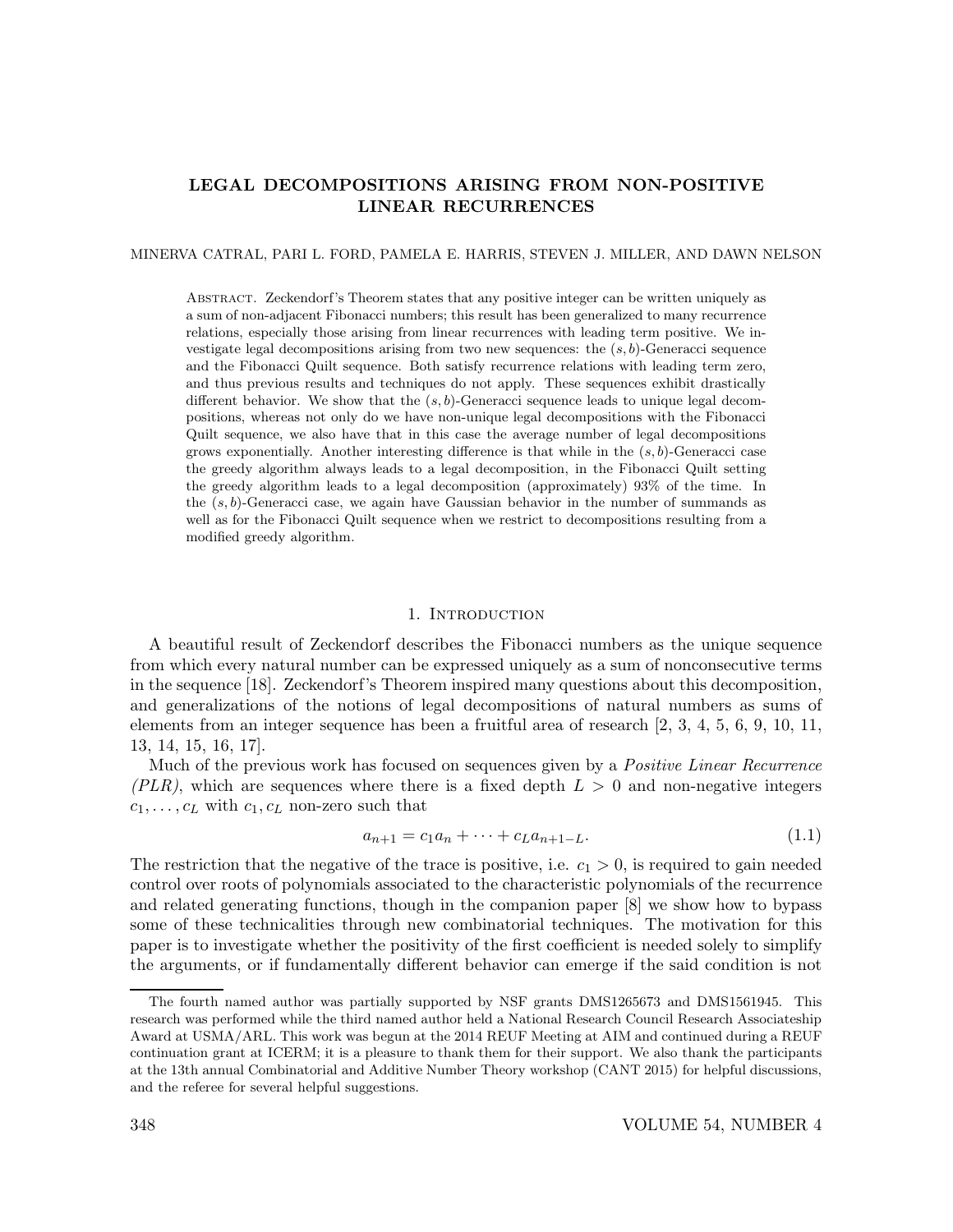# LEGAL DECOMPOSITIONS ARISING FROM NON-POSITIVE LINEAR RECURRENCES

MINERVA CATRAL, PARI L. FORD, PAMELA E. HARRIS, STEVEN J. MILLER, AND DAWN NELSON

Abstract. Zeckendorf's Theorem states that any positive integer can be written uniquely as a sum of non-adjacent Fibonacci numbers; this result has been generalized to many recurrence relations, especially those arising from linear recurrences with leading term positive. We investigate legal decompositions arising from two new sequences: the $(s, b)$-Generacci sequence and the Fibonacci Quilt sequence. Both satisfy recurrence relations with leading term zero, and thus previous results and techniques do not apply. These sequences exhibit drastically different behavior. We show that the $(s, b)$-Generacci sequence leads to unique legal decompositions, whereas not only do we have non-unique legal decompositions with the Fibonacci Quilt sequence, we also have that in this case the average number of legal decompositions grows exponentially. Another interesting difference is that while in the $(s, b)$-Generacci case the greedy algorithm always leads to a legal decomposition, in the Fibonacci Quilt setting the greedy algorithm leads to a legal decomposition (approximately) 93% of the time. In the $(s, b)$-Generacci case, we again have Gaussian behavior in the number of summands as well as for the Fibonacci Quilt sequence when we restrict to decompositions resulting from a modified greedy algorithm.

## 1. Introduction

A beautiful result of Zeckendorf describes the Fibonacci numbers as the unique sequence from which every natural number can be expressed uniquely as a sum of nonconsecutive terms in the sequence [18]. Zeckendorf's Theorem inspired many questions about this decomposition, and generalizations of the notions of legal decompositions of natural numbers as sums of elements from an integer sequence has been a fruitful area of research [2, 3, 4, 5, 6, 9, 10, 11, 13, 14, 15, 16, 17].

Much of the previous work has focused on sequences given by a *Positive Linear Recurrence (PLR)*, which are sequences where there is a fixed depth $L > 0$ and non-negative integers $c_1, \dots, c_L$ with $c_1, c_L$ non-zero such that

$$a_{n+1} = c_1 a_n + \cdots + c_L a_{n+1-L}. \tag{1.1}$$

The restriction that the negative of the trace is positive, i.e. $c_1 > 0$, is required to gain needed control over roots of polynomials associated to the characteristic polynomials of the recurrence and related generating functions, though in the companion paper [8] we show how to bypass some of these technicalities through new combinatorial techniques. The motivation for this paper is to investigate whether the positivity of the first coefficient is needed solely to simplify the arguments, or if fundamentally different behavior can emerge if the said condition is not

The fourth named author was partially supported by NSF grants DMS1265673 and DMS1561945. This research was performed while the third named author held a National Research Council Research Associateship Award at USMA/ARL. This work was begun at the 2014 REUF Meeting at AIM and continued during a REUF continuation grant at ICERM; it is a pleasure to thank them for their support. We also thank the participants at the 13th annual Combinatorial and Additive Number Theory workshop (CANT 2015) for helpful discussions, and the referee for several helpful suggestions.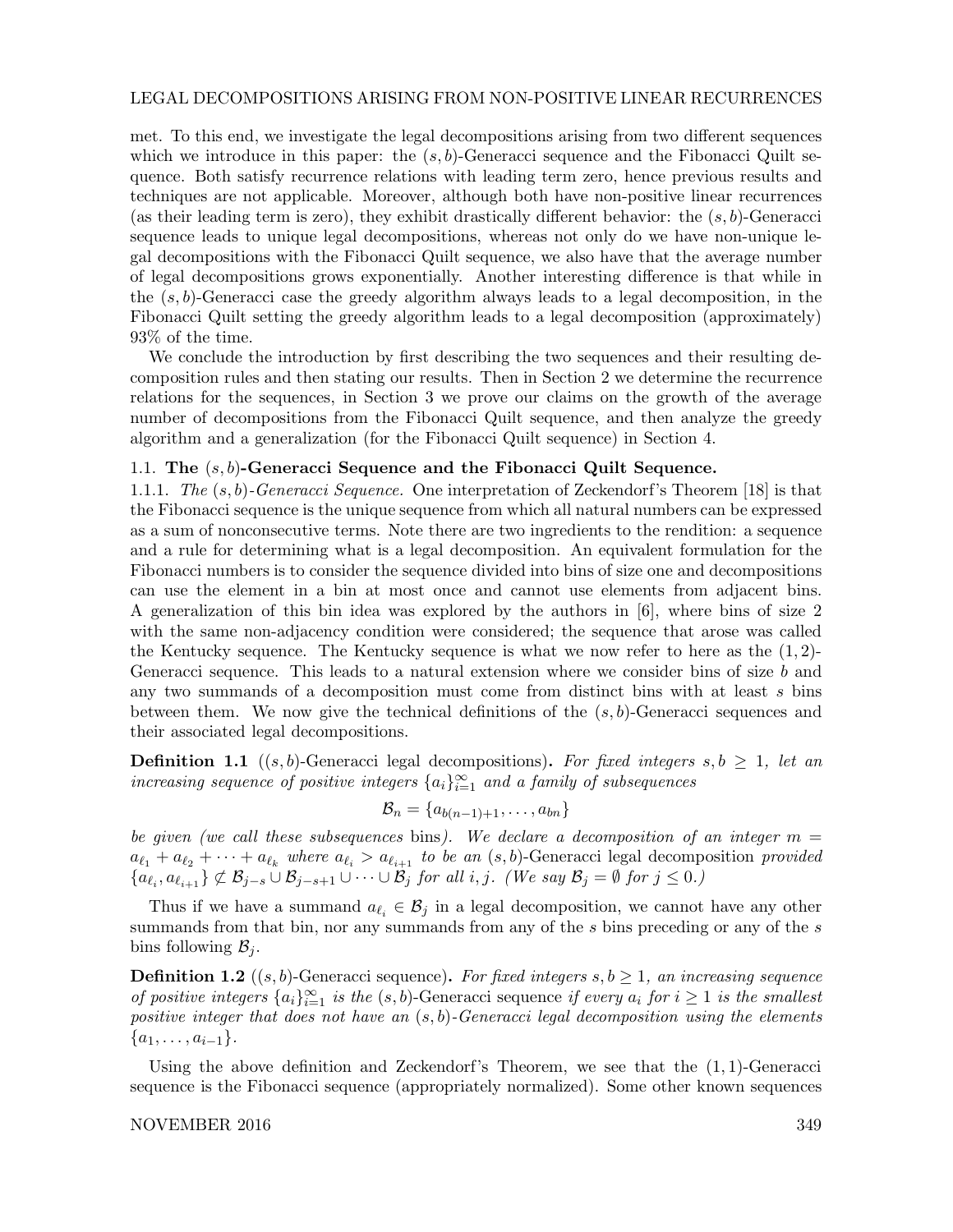met. To this end, we investigate the legal decompositions arising from two different sequences which we introduce in this paper: the $(s, b)$-Generacci sequence and the Fibonacci Quilt sequence. Both satisfy recurrence relations with leading term zero, hence previous results and techniques are not applicable. Moreover, although both have non-positive linear recurrences (as their leading term is zero), they exhibit drastically different behavior: the $(s, b)$-Generacci sequence leads to unique legal decompositions, whereas not only do we have non-unique legal decompositions with the Fibonacci Quilt sequence, we also have that the average number of legal decompositions grows exponentially. Another interesting difference is that while in the $(s, b)$-Generacci case the greedy algorithm always leads to a legal decomposition, in the Fibonacci Quilt setting the greedy algorithm leads to a legal decomposition (approximately) 93% of the time.

We conclude the introduction by first describing the two sequences and their resulting decomposition rules and then stating our results. Then in Section 2 we determine the recurrence relations for the sequences, in Section 3 we prove our claims on the growth of the average number of decompositions from the Fibonacci Quilt sequence, and then analyze the greedy algorithm and a generalization (for the Fibonacci Quilt sequence) in Section 4.

### 1.1. The $(s, b)$-Generacci Sequence and the Fibonacci Quilt Sequence.

1.1.1. *The $(s, b)$-Generacci Sequence.* One interpretation of Zeckendorf's Theorem [18] is that the Fibonacci sequence is the unique sequence from which all natural numbers can be expressed as a sum of nonconsecutive terms. Note there are two ingredients to the rendition: a sequence and a rule for determining what is a legal decomposition. An equivalent formulation for the Fibonacci numbers is to consider the sequence divided into bins of size one and decompositions can use the element in a bin at most once and cannot use elements from adjacent bins. A generalization of this bin idea was explored by the authors in [6], where bins of size 2 with the same non-adjacency condition were considered; the sequence that arose was called the Kentucky sequence. The Kentucky sequence is what we now refer to here as the $(1, 2)$-Generacci sequence. This leads to a natural extension where we consider bins of size $b$ and any two summands of a decomposition must come from distinct bins with at least $s$ bins between them. We now give the technical definitions of the $(s, b)$-Generacci sequences and their associated legal decompositions.

**Definition 1.1** ($(s, b)$-Generacci legal decompositions)**.** *For fixed integers $s, b \geq 1$, let an increasing sequence of positive integers $\{a_i\}_{i=1}^{\infty}$ and a family of subsequences*

$$\mathcal{B}_n = \{a_{b(n-1)+1}, \ldots, a_{bn}\}$$

*be given (we call these subsequences* bins*). We declare a decomposition of an integer $m = a_{\ell_1} + a_{\ell_2} + \cdots + a_{\ell_k}$ where $a_{\ell_i} > a_{\ell_{i+1}}$ to be an* $(s, b)$-Generacci legal decomposition *provided $\{a_{\ell_i}, a_{\ell_{i+1}}\} \not\subset \mathcal{B}_{j-s} \cup \mathcal{B}_{j-s+1} \cup \cdots \cup \mathcal{B}_j$ for all $i, j$. (We say $\mathcal{B}_j = \emptyset$ for $j \leq 0$.)*

Thus if we have a summand $a_{\ell_i} \in \mathcal{B}_j$ in a legal decomposition, we cannot have any other summands from that bin, nor any summands from any of the $s$ bins preceding or any of the $s$ bins following $\mathcal{B}_j$.

**Definition 1.2** ($(s, b)$-Generacci sequence)**.** *For fixed integers $s, b \geq 1$, an increasing sequence of positive integers $\{a_i\}_{i=1}^{\infty}$ is the* $(s, b)$-Generacci sequence *if every $a_i$ for $i \geq 1$ is the smallest positive integer that does not have an $(s, b)$-Generacci legal decomposition using the elements $\{a_1, \ldots, a_{i-1}\}$.*

Using the above definition and Zeckendorf's Theorem, we see that the $(1, 1)$-Generacci sequence is the Fibonacci sequence (appropriately normalized). Some other known sequences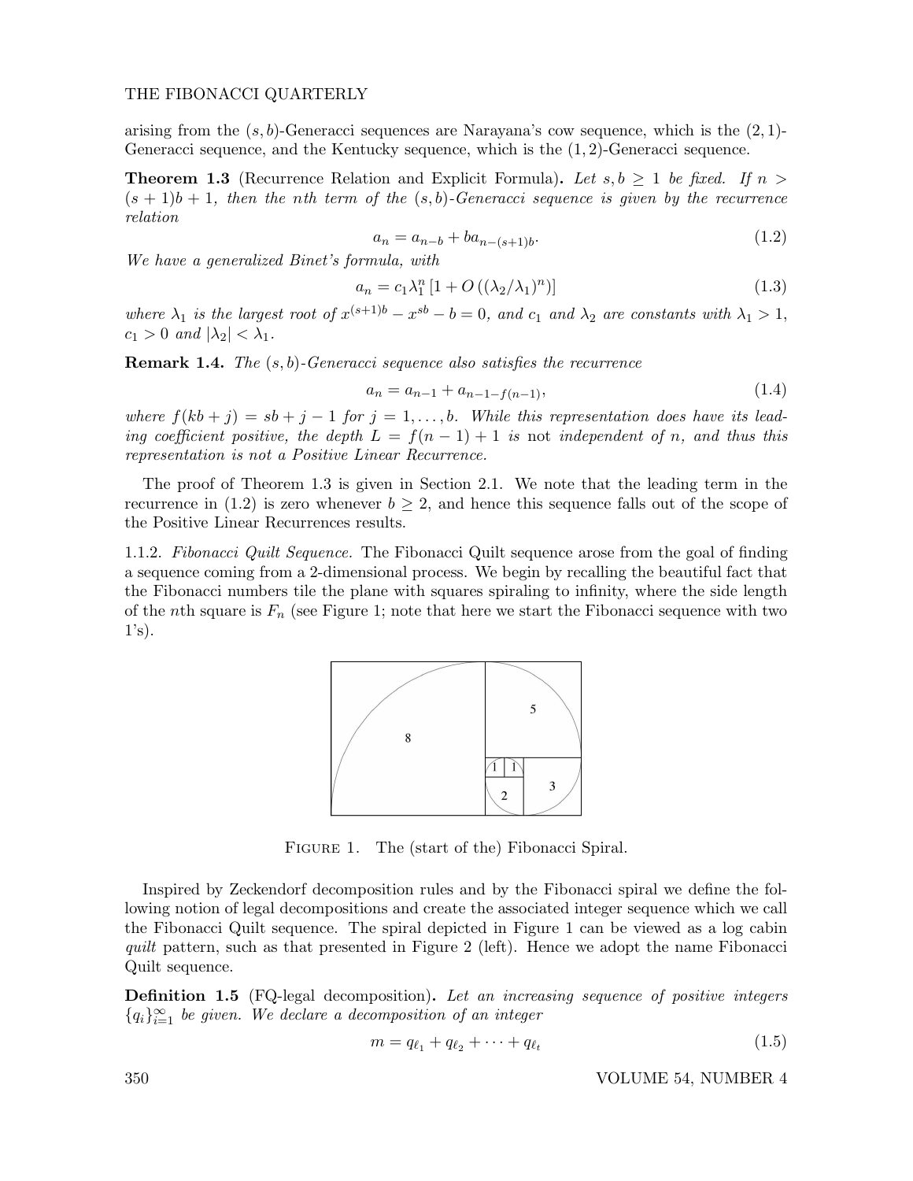arising from the $(s, b)$-Generacci sequences are Narayana's cow sequence, which is the $(2, 1)$-Generacci sequence, and the Kentucky sequence, which is the $(1, 2)$-Generacci sequence.

**Theorem 1.3** (Recurrence Relation and Explicit Formula)**.** *Let $s, b \geq 1$ be fixed. If $n > (s+1)b + 1$, then the nth term of the $(s, b)$-Generacci sequence is given by the recurrence relation*

$$a_n = a_{n-b} + b a_{n-(s+1)b}. \tag{1.2}$$

*We have a generalized Binet's formula, with*

$$a_n = c_1 \lambda_1^n \left[1 + O\left((\lambda_2/\lambda_1)^n\right)\right] \tag{1.3}$$

*where $\lambda_1$ is the largest root of $x^{(s+1)b} - x^{sb} - b = 0$, and $c_1$ and $\lambda_2$ are constants with $\lambda_1 > 1$, $c_1 > 0$ and $|\lambda_2| < \lambda_1$.*

**Remark 1.4.** *The $(s, b)$-Generacci sequence also satisfies the recurrence*

$$a_n = a_{n-1} + a_{n-1-f(n-1)}, \tag{1.4}$$

*where $f(kb + j) = sb + j - 1$ for $j = 1, \ldots, b$. While this representation does have its leading coefficient positive, the depth $L = f(n-1) + 1$ is* not *independent of $n$, and thus this representation is not a Positive Linear Recurrence.*

The proof of Theorem 1.3 is given in Section 2.1. We note that the leading term in the recurrence in (1.2) is zero whenever $b \geq 2$, and hence this sequence falls out of the scope of the Positive Linear Recurrences results.

1.1.2. *Fibonacci Quilt Sequence.* The Fibonacci Quilt sequence arose from the goal of finding a sequence coming from a 2-dimensional process. We begin by recalling the beautiful fact that the Fibonacci numbers tile the plane with squares spiraling to infinity, where the side length of the $n$th square is $F_n$ (see Figure 1; note that here we start the Fibonacci sequence with two 1's).

FIGURE 1. The (start of the) Fibonacci Spiral.

Inspired by Zeckendorf decomposition rules and by the Fibonacci spiral we define the following notion of legal decompositions and create the associated integer sequence which we call the Fibonacci Quilt sequence. The spiral depicted in Figure 1 can be viewed as a log cabin *quilt* pattern, such as that presented in Figure 2 (left). Hence we adopt the name Fibonacci Quilt sequence.

**Definition 1.5** (FQ-legal decomposition)**.** *Let an increasing sequence of positive integers $\{q_i\}_{i=1}^{\infty}$ be given. We declare a decomposition of an integer*

$$m = q_{\ell_1} + q_{\ell_2} + \cdots + q_{\ell_t} \tag{1.5}$$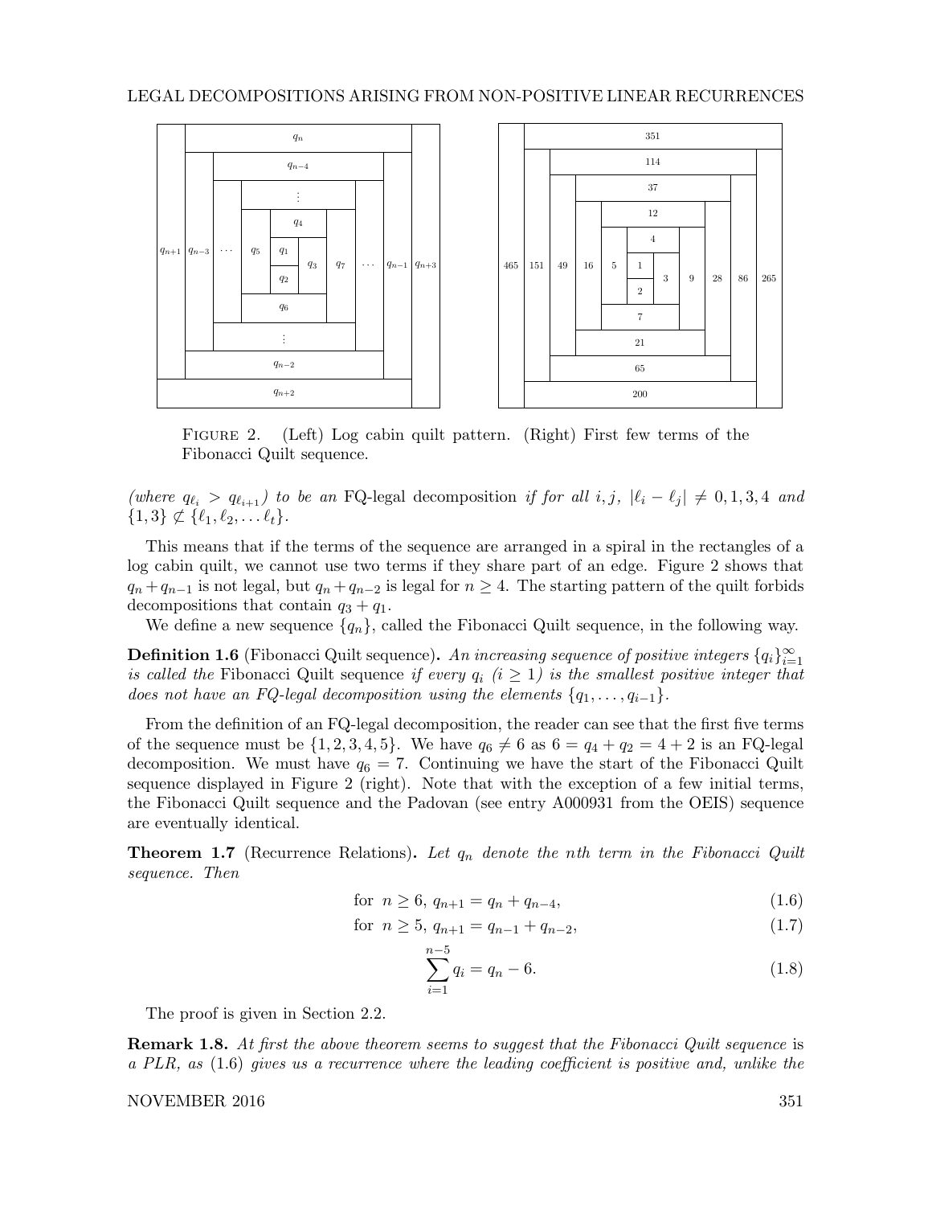FIGURE 2. (Left) Log cabin quilt pattern. (Right) First few terms of the Fibonacci Quilt sequence.

*(where $q_{\ell_i} > q_{\ell_{i+1}}$) to be an* FQ-legal decomposition *if for all $i, j$, $|\ell_i - \ell_j| \neq 0, 1, 3, 4$ and $\{1, 3\} \not\subset \{\ell_1, \ell_2, \ldots \ell_t\}$.*

This means that if the terms of the sequence are arranged in a spiral in the rectangles of a log cabin quilt, we cannot use two terms if they share part of an edge. Figure 2 shows that $q_n + q_{n-1}$ is not legal, but $q_n + q_{n-2}$ is legal for $n \geq 4$. The starting pattern of the quilt forbids decompositions that contain $q_3 + q_1$.

We define a new sequence $\{q_n\}$, called the Fibonacci Quilt sequence, in the following way.

**Definition 1.6** (Fibonacci Quilt sequence)**.** *An increasing sequence of positive integers $\{q_i\}_{i=1}^{\infty}$ is called the* Fibonacci Quilt sequence *if every $q_i$ ($i \geq 1$) is the smallest positive integer that does not have an FQ-legal decomposition using the elements $\{q_1, \ldots, q_{i-1}\}$.*

From the definition of an FQ-legal decomposition, the reader can see that the first five terms of the sequence must be $\{1, 2, 3, 4, 5\}$. We have $q_6 \neq 6$ as $6 = q_4 + q_2 = 4 + 2$ is an FQ-legal decomposition. We must have $q_6 = 7$. Continuing we have the start of the Fibonacci Quilt sequence displayed in Figure 2 (right). Note that with the exception of a few initial terms, the Fibonacci Quilt sequence and the Padovan (see entry A000931 from the OEIS) sequence are eventually identical.

**Theorem 1.7** (Recurrence Relations)**.** *Let $q_n$ denote the nth term in the Fibonacci Quilt sequence. Then*

$$\text{for } n \geq 6,\ q_{n+1} = q_n + q_{n-4}, \tag{1.6}$$

$$\text{for } n \geq 5,\ q_{n+1} = q_{n-1} + q_{n-2}, \tag{1.7}$$

$$\sum_{i=1}^{n-5} q_i = q_n - 6. \tag{1.8}$$

The proof is given in Section 2.2.

**Remark 1.8.** *At first the above theorem seems to suggest that the Fibonacci Quilt sequence is a PLR, as (1.6) gives us a recurrence where the leading coefficient is positive and, unlike the*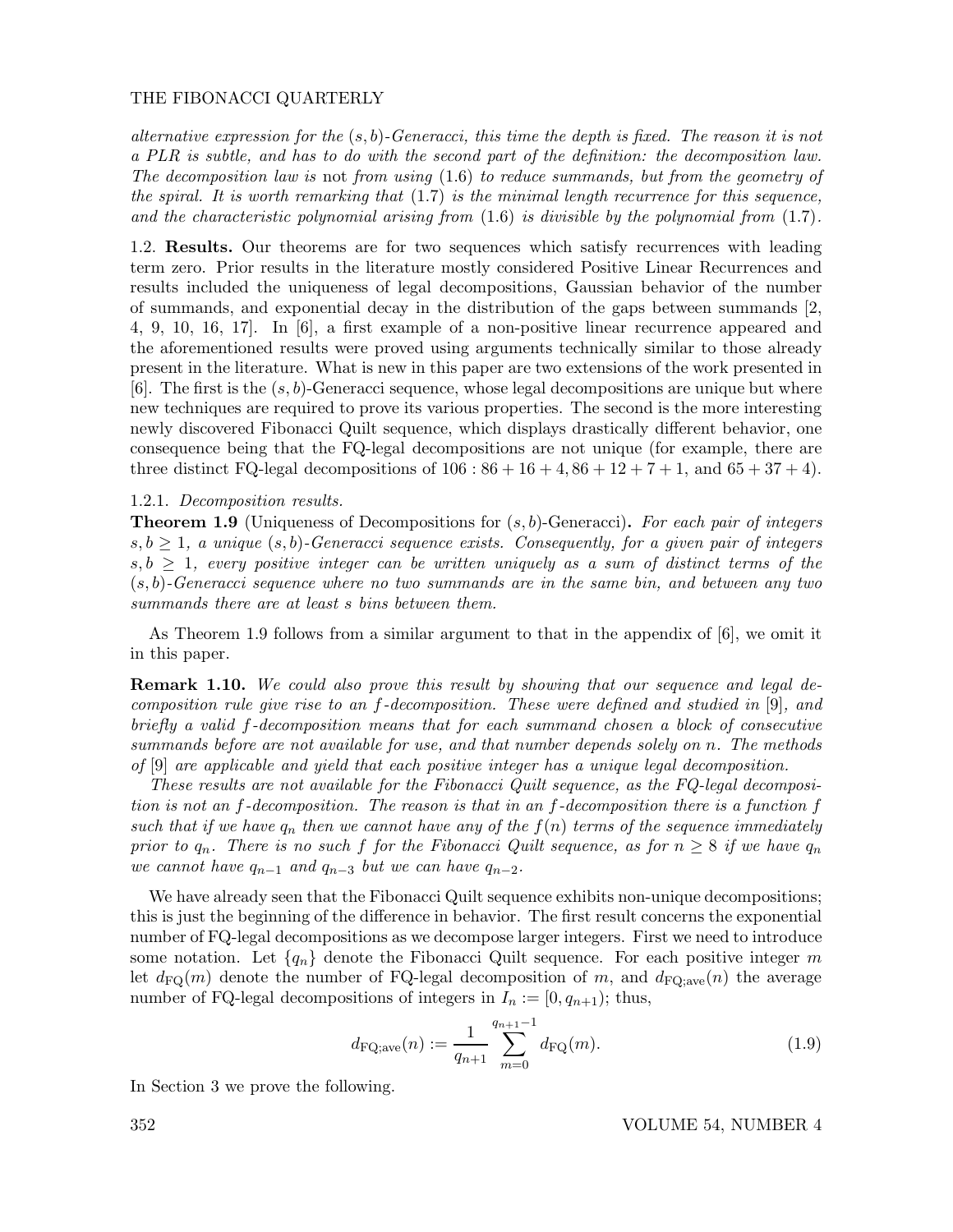*alternative expression for the $(s, b)$-Generacci, this time the depth is fixed. The reason it is not a PLR is subtle, and has to do with the second part of the definition: the decomposition law. The decomposition law is* not *from using* (1.6) *to reduce summands, but from the geometry of the spiral. It is worth remarking that* (1.7) *is the minimal length recurrence for this sequence, and the characteristic polynomial arising from* (1.6) *is divisible by the polynomial from* (1.7).

1.2. **Results.** Our theorems are for two sequences which satisfy recurrences with leading term zero. Prior results in the literature mostly considered Positive Linear Recurrences and results included the uniqueness of legal decompositions, Gaussian behavior of the number of summands, and exponential decay in the distribution of the gaps between summands [2, 4, 9, 10, 16, 17]. In [6], a first example of a non-positive linear recurrence appeared and the aforementioned results were proved using arguments technically similar to those already present in the literature. What is new in this paper are two extensions of the work presented in [6]. The first is the $(s, b)$-Generacci sequence, whose legal decompositions are unique but where new techniques are required to prove its various properties. The second is the more interesting newly discovered Fibonacci Quilt sequence, which displays drastically different behavior, one consequence being that the FQ-legal decompositions are not unique (for example, there are three distinct FQ-legal decompositions of $106 : 86 + 16 + 4, 86 + 12 + 7 + 1$, and $65 + 37 + 4$).

1.2.1. *Decomposition results.*

**Theorem 1.9** (Uniqueness of Decompositions for $(s, b)$-Generacci)**.** *For each pair of integers $s, b \geq 1$, a unique $(s, b)$-Generacci sequence exists. Consequently, for a given pair of integers $s, b \geq 1$, every positive integer can be written uniquely as a sum of distinct terms of the $(s, b)$-Generacci sequence where no two summands are in the same bin, and between any two summands there are at least $s$ bins between them.*

As Theorem 1.9 follows from a similar argument to that in the appendix of [6], we omit it in this paper.

**Remark 1.10.** *We could also prove this result by showing that our sequence and legal decomposition rule give rise to an $f$-decomposition. These were defined and studied in* [9]*, and briefly a valid $f$-decomposition means that for each summand chosen a block of consecutive summands before are not available for use, and that number depends solely on $n$. The methods of* [9] *are applicable and yield that each positive integer has a unique legal decomposition.*

*These results are not available for the Fibonacci Quilt sequence, as the FQ-legal decomposition is not an $f$-decomposition. The reason is that in an $f$-decomposition there is a function $f$ such that if we have $q_n$ then we cannot have any of the $f(n)$ terms of the sequence immediately prior to $q_n$. There is no such $f$ for the Fibonacci Quilt sequence, as for $n \geq 8$ if we have $q_n$ we cannot have $q_{n-1}$ and $q_{n-3}$ but we can have $q_{n-2}$.*

We have already seen that the Fibonacci Quilt sequence exhibits non-unique decompositions; this is just the beginning of the difference in behavior. The first result concerns the exponential number of FQ-legal decompositions as we decompose larger integers. First we need to introduce some notation. Let $\{q_n\}$ denote the Fibonacci Quilt sequence. For each positive integer $m$ let $d_{\rm FQ}(m)$ denote the number of FQ-legal decomposition of $m$, and $d_{\rm FQ;ave}(n)$ the average number of FQ-legal decompositions of integers in $I_n := [0, q_{n+1})$; thus,

$$d_{\rm FQ;ave}(n) := \frac{1}{q_{n+1}} \sum_{m=0}^{q_{n+1}-1} d_{\rm FQ}(m). \tag{1.9}$$

In Section 3 we prove the following.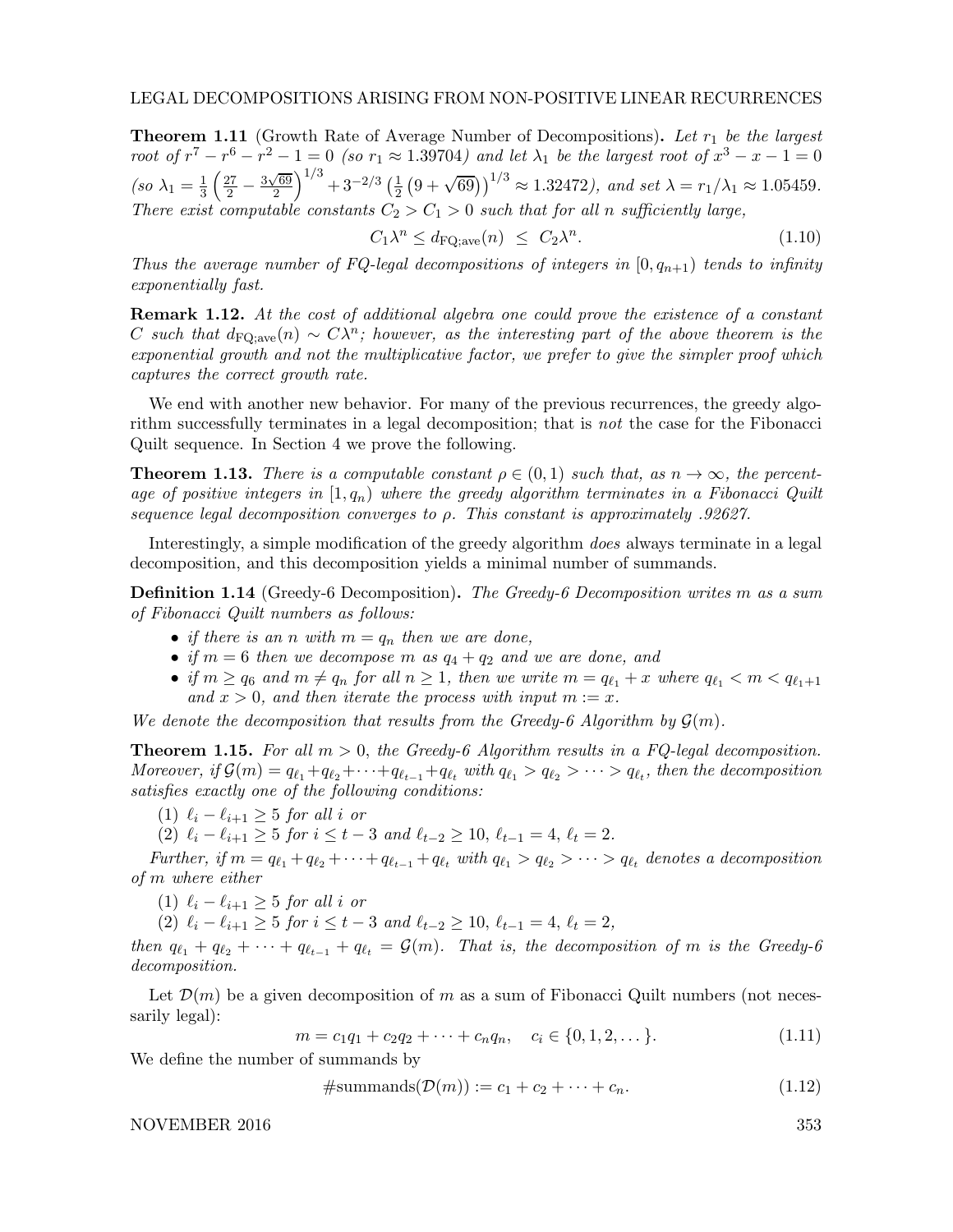**Theorem 1.11** (Growth Rate of Average Number of Decompositions)**.** *Let $r_1$ be the largest root of $r^7 - r^6 - r^2 - 1 = 0$ (so $r_1 \approx 1.39704$) and let $\lambda_1$ be the largest root of $x^3 - x - 1 = 0$ (so $\lambda_1 = \frac{1}{3}\left(\frac{27}{2} - \frac{3\sqrt{69}}{2}\right)^{1/3} + 3^{-2/3}\left(\frac{1}{2}\left(9+\sqrt{69}\right)\right)^{1/3} \approx 1.32472$), and set $\lambda = r_1/\lambda_1 \approx 1.05459$. There exist computable constants $C_2 > C_1 > 0$ such that for all $n$ sufficiently large,*

$$C_1\lambda^n \leq d_{\mathrm{FQ;ave}}(n) \;\leq\; C_2\lambda^n. \tag{1.10}$$

*Thus the average number of FQ-legal decompositions of integers in $[0, q_{n+1})$ tends to infinity exponentially fast.*

**Remark 1.12.** *At the cost of additional algebra one could prove the existence of a constant $C$ such that $d_{\mathrm{FQ;ave}}(n) \sim C\lambda^n$; however, as the interesting part of the above theorem is the exponential growth and not the multiplicative factor, we prefer to give the simpler proof which captures the correct growth rate.*

We end with another new behavior. For many of the previous recurrences, the greedy algorithm successfully terminates in a legal decomposition; that is *not* the case for the Fibonacci Quilt sequence. In Section 4 we prove the following.

**Theorem 1.13.** *There is a computable constant $\rho \in (0,1)$ such that, as $n \to \infty$, the percentage of positive integers in $[1, q_n)$ where the greedy algorithm terminates in a Fibonacci Quilt sequence legal decomposition converges to $\rho$. This constant is approximately .92627.*

Interestingly, a simple modification of the greedy algorithm *does* always terminate in a legal decomposition, and this decomposition yields a minimal number of summands.

**Definition 1.14** (Greedy-6 Decomposition)**.** *The Greedy-6 Decomposition writes $m$ as a sum of Fibonacci Quilt numbers as follows:*

- *if there is an $n$ with $m = q_n$ then we are done,*
- *if $m = 6$ then we decompose $m$ as $q_4 + q_2$ and we are done, and*
- *if $m \geq q_6$ and $m \neq q_n$ for all $n \geq 1$, then we write $m = q_{\ell_1} + x$ where $q_{\ell_1} < m < q_{\ell_1+1}$ and $x > 0$, and then iterate the process with input $m := x$.*

*We denote the decomposition that results from the Greedy-6 Algorithm by $\mathcal{G}(m)$.*

**Theorem 1.15.** *For all $m > 0$, the Greedy-6 Algorithm results in a FQ-legal decomposition. Moreover, if $\mathcal{G}(m) = q_{\ell_1} + q_{\ell_2} + \cdots + q_{\ell_{t-1}} + q_{\ell_t}$ with $q_{\ell_1} > q_{\ell_2} > \cdots > q_{\ell_t}$, then the decomposition satisfies exactly one of the following conditions:*

1. *$\ell_i - \ell_{i+1} \geq 5$ for all $i$ or*
2. *$\ell_i - \ell_{i+1} \geq 5$ for $i \leq t-3$ and $\ell_{t-2} \geq 10$, $\ell_{t-1} = 4$, $\ell_t = 2$.*

*Further, if $m = q_{\ell_1} + q_{\ell_2} + \cdots + q_{\ell_{t-1}} + q_{\ell_t}$ with $q_{\ell_1} > q_{\ell_2} > \cdots > q_{\ell_t}$ denotes a decomposition of $m$ where either*

1. *$\ell_i - \ell_{i+1} \geq 5$ for all $i$ or*
2. *$\ell_i - \ell_{i+1} \geq 5$ for $i \leq t-3$ and $\ell_{t-2} \geq 10$, $\ell_{t-1} = 4$, $\ell_t = 2$,*

*then $q_{\ell_1} + q_{\ell_2} + \cdots + q_{\ell_{t-1}} + q_{\ell_t} = \mathcal{G}(m)$. That is, the decomposition of $m$ is the Greedy-6 decomposition.*

Let $\mathcal{D}(m)$ be a given decomposition of $m$ as a sum of Fibonacci Quilt numbers (not necessarily legal):

$$m = c_1q_1 + c_2q_2 + \cdots + c_nq_n, \quad c_i \in \{0, 1, 2, \dots\}. \tag{1.11}$$

We define the number of summands by

$$\#\mathrm{summands}(\mathcal{D}(m)) := c_1 + c_2 + \cdots + c_n. \tag{1.12}$$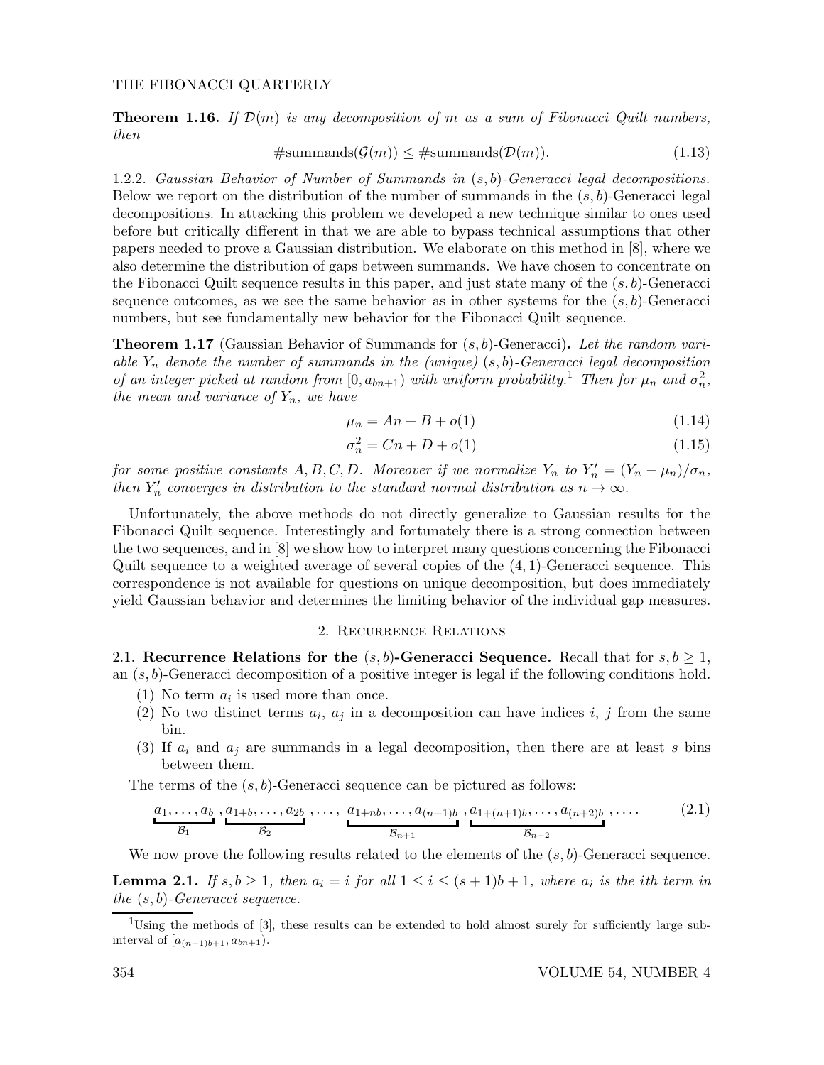**Theorem 1.16.** *If $\mathcal{D}(m)$ is any decomposition of $m$ as a sum of Fibonacci Quilt numbers, then*

$$\#\text{summands}(\mathcal{G}(m)) \leq \#\text{summands}(\mathcal{D}(m)). \tag{1.13}$$

1.2.2. *Gaussian Behavior of Number of Summands in $(s,b)$-Generacci legal decompositions.* Below we report on the distribution of the number of summands in the $(s,b)$-Generacci legal decompositions. In attacking this problem we developed a new technique similar to ones used before but critically different in that we are able to bypass technical assumptions that other papers needed to prove a Gaussian distribution. We elaborate on this method in [8], where we also determine the distribution of gaps between summands. We have chosen to concentrate on the Fibonacci Quilt sequence results in this paper, and just state many of the $(s,b)$-Generacci sequence outcomes, as we see the same behavior as in other systems for the $(s,b)$-Generacci numbers, but see fundamentally new behavior for the Fibonacci Quilt sequence.

**Theorem 1.17** (Gaussian Behavior of Summands for $(s,b)$-Generacci)**.** *Let the random variable $Y_n$ denote the number of summands in the (unique) $(s,b)$-Generacci legal decomposition of an integer picked at random from $[0, a_{bn+1})$ with uniform probability.*[1] *Then for $\mu_n$ and $\sigma_n^2$, the mean and variance of $Y_n$, we have*

$$\mu_n = An + B + o(1) \tag{1.14}$$

$$\sigma_n^2 = Cn + D + o(1) \tag{1.15}$$

*for some positive constants $A, B, C, D$. Moreover if we normalize $Y_n$ to $Y_n' = (Y_n - \mu_n)/\sigma_n$, then $Y_n'$ converges in distribution to the standard normal distribution as $n \to \infty$.*

Unfortunately, the above methods do not directly generalize to Gaussian results for the Fibonacci Quilt sequence. Interestingly and fortunately there is a strong connection between the two sequences, and in [8] we show how to interpret many questions concerning the Fibonacci Quilt sequence to a weighted average of several copies of the $(4,1)$-Generacci sequence. This correspondence is not available for questions on unique decomposition, but does immediately yield Gaussian behavior and determines the limiting behavior of the individual gap measures.

## 2. Recurrence Relations

2.1. **Recurrence Relations for the $(s,b)$-Generacci Sequence.** Recall that for $s, b \geq 1$, an $(s,b)$-Generacci decomposition of a positive integer is legal if the following conditions hold.

1. No term $a_i$ is used more than once.
2. No two distinct terms $a_i$, $a_j$ in a decomposition can have indices $i$, $j$ from the same bin.
3. If $a_i$ and $a_j$ are summands in a legal decomposition, then there are at least $s$ bins between them.

The terms of the $(s,b)$-Generacci sequence can be pictured as follows:

$$\underbrace{a_1, \dots, a_b}_{\mathcal{B}_1}, \underbrace{a_{1+b}, \dots, a_{2b}}_{\mathcal{B}_2}, \dots, \underbrace{a_{1+nb}, \dots, a_{(n+1)b}}_{\mathcal{B}_{n+1}}, \underbrace{a_{1+(n+1)b}, \dots, a_{(n+2)b}}_{\mathcal{B}_{n+2}}, \dots. \tag{2.1}$$

We now prove the following results related to the elements of the $(s,b)$-Generacci sequence.

**Lemma 2.1.** *If $s, b \geq 1$, then $a_i = i$ for all $1 \leq i \leq (s+1)b + 1$, where $a_i$ is the $i$th term in the $(s,b)$-Generacci sequence.*

[1] Using the methods of [3], these results can be extended to hold almost surely for sufficiently large subinterval of $[a_{(n-1)b+1}, a_{bn+1})$.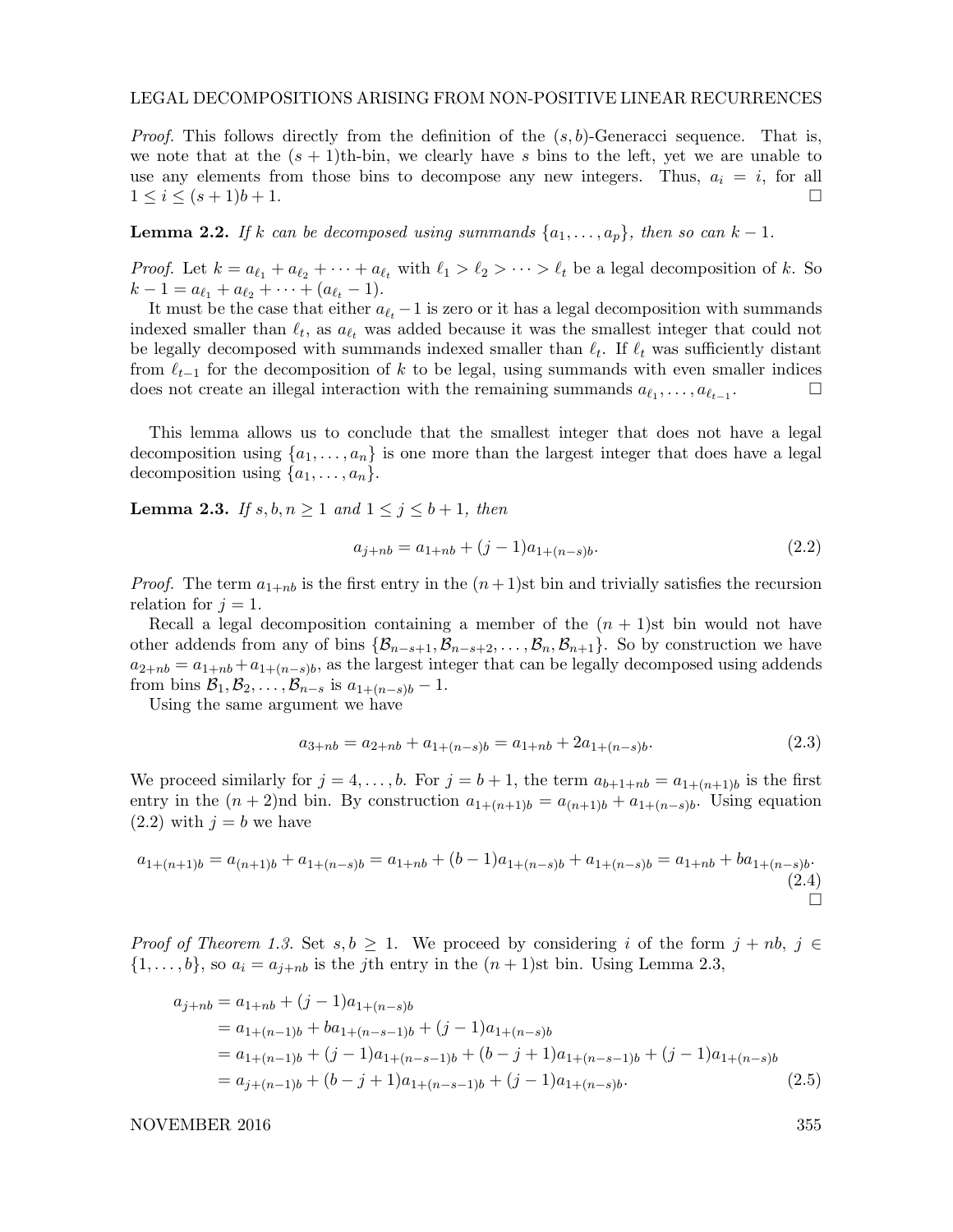*Proof.* This follows directly from the definition of the $(s, b)$-Generacci sequence. That is, we note that at the $(s+1)$th-bin, we clearly have $s$ bins to the left, yet we are unable to use any elements from those bins to decompose any new integers. Thus, $a_i = i$, for all $1 \leq i \leq (s+1)b + 1$. □

**Lemma 2.2.** *If $k$ can be decomposed using summands $\{a_1, \ldots, a_p\}$, then so can $k - 1$.*

*Proof.* Let $k = a_{\ell_1} + a_{\ell_2} + \cdots + a_{\ell_t}$ with $\ell_1 > \ell_2 > \cdots > \ell_t$ be a legal decomposition of $k$. So $k - 1 = a_{\ell_1} + a_{\ell_2} + \cdots + (a_{\ell_t} - 1)$.

It must be the case that either $a_{\ell_t} - 1$ is zero or it has a legal decomposition with summands indexed smaller than $\ell_t$, as $a_{\ell_t}$ was added because it was the smallest integer that could not be legally decomposed with summands indexed smaller than $\ell_t$. If $\ell_t$ was sufficiently distant from $\ell_{t-1}$ for the decomposition of $k$ to be legal, using summands with even smaller indices does not create an illegal interaction with the remaining summands $a_{\ell_1}, \ldots, a_{\ell_{t-1}}$. □

This lemma allows us to conclude that the smallest integer that does not have a legal decomposition using $\{a_1, \ldots, a_n\}$ is one more than the largest integer that does have a legal decomposition using $\{a_1, \ldots, a_n\}$.

**Lemma 2.3.** *If $s, b, n \geq 1$ and $1 \leq j \leq b + 1$, then*

$$a_{j+nb} = a_{1+nb} + (j-1)a_{1+(n-s)b}. \tag{2.2}$$

*Proof.* The term $a_{1+nb}$ is the first entry in the $(n+1)$st bin and trivially satisfies the recursion relation for $j = 1$.

Recall a legal decomposition containing a member of the $(n+1)$st bin would not have other addends from any of bins $\{\mathcal{B}_{n-s+1}, \mathcal{B}_{n-s+2}, \ldots, \mathcal{B}_n, \mathcal{B}_{n+1}\}$. So by construction we have $a_{2+nb} = a_{1+nb} + a_{1+(n-s)b}$, as the largest integer that can be legally decomposed using addends from bins $\mathcal{B}_1, \mathcal{B}_2, \ldots, \mathcal{B}_{n-s}$ is $a_{1+(n-s)b} - 1$.

Using the same argument we have

$$a_{3+nb} = a_{2+nb} + a_{1+(n-s)b} = a_{1+nb} + 2a_{1+(n-s)b}. \tag{2.3}$$

We proceed similarly for $j = 4, \ldots, b$. For $j = b+1$, the term $a_{b+1+nb} = a_{1+(n+1)b}$ is the first entry in the $(n+2)$nd bin. By construction $a_{1+(n+1)b} = a_{(n+1)b} + a_{1+(n-s)b}$. Using equation (2.2) with $j = b$ we have

$$a_{1+(n+1)b} = a_{(n+1)b} + a_{1+(n-s)b} = a_{1+nb} + (b-1)a_{1+(n-s)b} + a_{1+(n-s)b} = a_{1+nb} + ba_{1+(n-s)b}. \tag{2.4}$$

□

*Proof of Theorem 1.3.* Set $s, b \geq 1$. We proceed by considering $i$ of the form $j + nb$, $j \in \{1, \ldots, b\}$, so $a_i = a_{j+nb}$ is the $j$th entry in the $(n+1)$st bin. Using Lemma 2.3,

$$\begin{aligned}
a_{j+nb} &= a_{1+nb} + (j-1)a_{1+(n-s)b} \\
&= a_{1+(n-1)b} + ba_{1+(n-s-1)b} + (j-1)a_{1+(n-s)b} \\
&= a_{1+(n-1)b} + (j-1)a_{1+(n-s-1)b} + (b-j+1)a_{1+(n-s-1)b} + (j-1)a_{1+(n-s)b} \\
&= a_{j+(n-1)b} + (b-j+1)a_{1+(n-s-1)b} + (j-1)a_{1+(n-s)b}.
\end{aligned} \tag{2.5}$$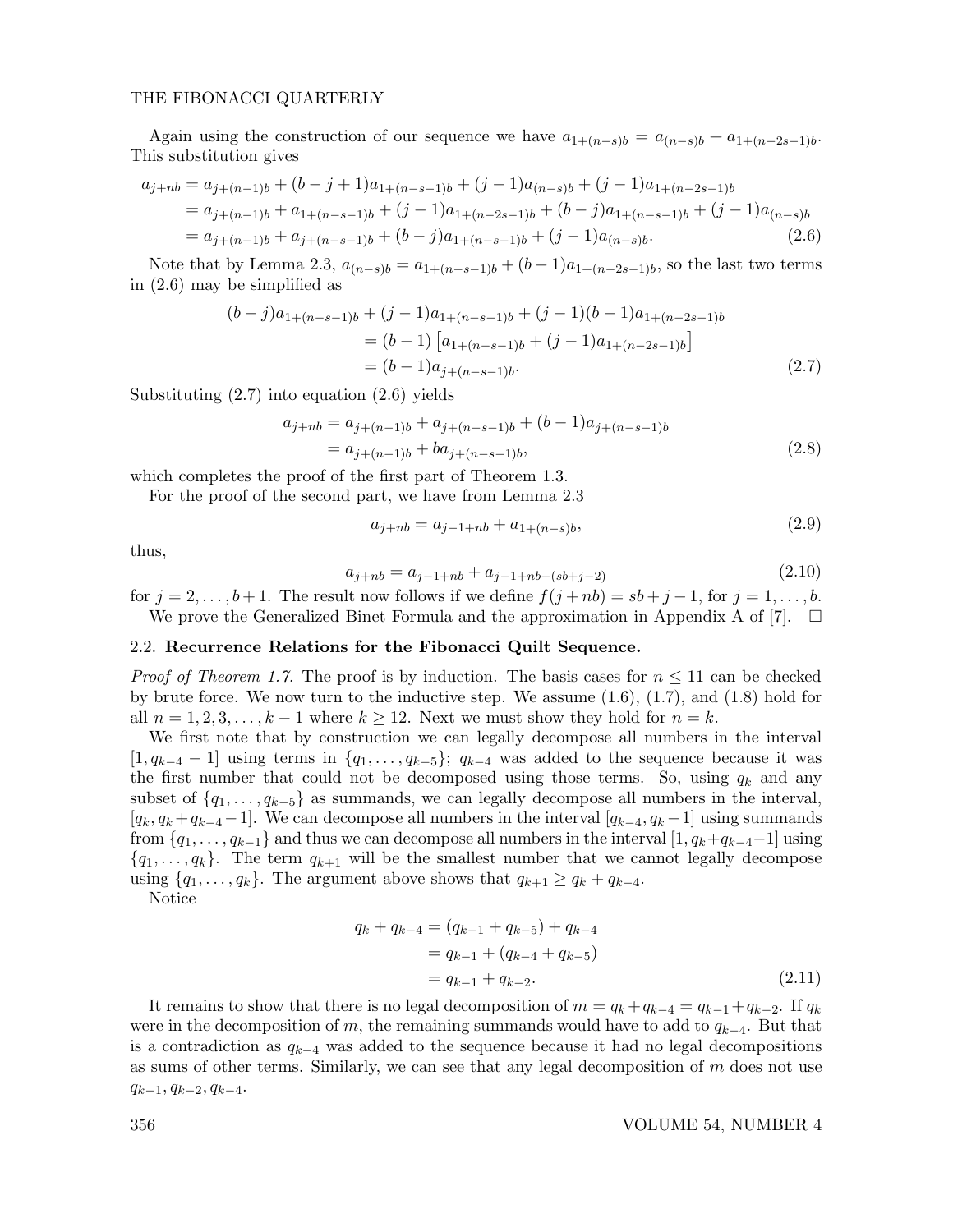Again using the construction of our sequence we have $a_{1+(n-s)b} = a_{(n-s)b} + a_{1+(n-2s-1)b}$. This substitution gives

$$
\begin{aligned}
a_{j+nb} &= a_{j+(n-1)b} + (b-j+1)a_{1+(n-s-1)b} + (j-1)a_{(n-s)b} + (j-1)a_{1+(n-2s-1)b} \\
&= a_{j+(n-1)b} + a_{1+(n-s-1)b} + (j-1)a_{1+(n-2s-1)b} + (b-j)a_{1+(n-s-1)b} + (j-1)a_{(n-s)b} \\
&= a_{j+(n-1)b} + a_{j+(n-s-1)b} + (b-j)a_{1+(n-s-1)b} + (j-1)a_{(n-s)b}. \qquad (2.6)
\end{aligned}
$$

Note that by Lemma 2.3, $a_{(n-s)b} = a_{1+(n-s-1)b} + (b-1)a_{1+(n-2s-1)b}$, so the last two terms in (2.6) may be simplified as

$$
\begin{aligned}
(b-j)a_{1+(n-s-1)b} &+ (j-1)a_{1+(n-s-1)b} + (j-1)(b-1)a_{1+(n-2s-1)b} \\
&= (b-1)\left[a_{1+(n-s-1)b} + (j-1)a_{1+(n-2s-1)b}\right] \\
&= (b-1)a_{j+(n-s-1)b}. \qquad (2.7)
\end{aligned}
$$

Substituting (2.7) into equation (2.6) yields

$$
\begin{aligned}
a_{j+nb} &= a_{j+(n-1)b} + a_{j+(n-s-1)b} + (b-1)a_{j+(n-s-1)b} \\
&= a_{j+(n-1)b} + ba_{j+(n-s-1)b}, \qquad (2.8)
\end{aligned}
$$

which completes the proof of the first part of Theorem 1.3.

For the proof of the second part, we have from Lemma 2.3

$$
a_{j+nb} = a_{j-1+nb} + a_{1+(n-s)b}, \qquad (2.9)
$$

thus,

$$
a_{j+nb} = a_{j-1+nb} + a_{j-1+nb-(sb+j-2)} \qquad (2.10)
$$

for $j = 2, \dots, b+1$. The result now follows if we define $f(j+nb) = sb+j-1$, for $j = 1, \dots, b$.

We prove the Generalized Binet Formula and the approximation in Appendix A of [7]. $\square$

### 2.2. Recurrence Relations for the Fibonacci Quilt Sequence.

*Proof of Theorem 1.7.* The proof is by induction. The basis cases for $n \leq 11$ can be checked by brute force. We now turn to the inductive step. We assume (1.6), (1.7), and (1.8) hold for all $n = 1, 2, 3, \dots, k-1$ where $k \geq 12$. Next we must show they hold for $n = k$.

We first note that by construction we can legally decompose all numbers in the interval $[1, q_{k-4} - 1]$ using terms in $\{q_1, \dots, q_{k-5}\}$; $q_{k-4}$ was added to the sequence because it was the first number that could not be decomposed using those terms. So, using $q_k$ and any subset of $\{q_1, \dots, q_{k-5}\}$ as summands, we can legally decompose all numbers in the interval, $[q_k, q_k + q_{k-4} - 1]$. We can decompose all numbers in the interval $[q_{k-4}, q_k - 1]$ using summands from $\{q_1, \dots, q_{k-1}\}$ and thus we can decompose all numbers in the interval $[1, q_k + q_{k-4} - 1]$ using $\{q_1, \dots, q_k\}$. The term $q_{k+1}$ will be the smallest number that we cannot legally decompose using $\{q_1, \dots, q_k\}$. The argument above shows that $q_{k+1} \geq q_k + q_{k-4}$.

Notice

$$
\begin{aligned}
q_k + q_{k-4} &= (q_{k-1} + q_{k-5}) + q_{k-4} \\
&= q_{k-1} + (q_{k-4} + q_{k-5}) \\
&= q_{k-1} + q_{k-2}. \qquad (2.11)
\end{aligned}
$$

It remains to show that there is no legal decomposition of $m = q_k + q_{k-4} = q_{k-1} + q_{k-2}$. If $q_k$ were in the decomposition of $m$, the remaining summands would have to add to $q_{k-4}$. But that is a contradiction as $q_{k-4}$ was added to the sequence because it had no legal decompositions as sums of other terms. Similarly, we can see that any legal decomposition of $m$ does not use $q_{k-1}, q_{k-2}, q_{k-4}$.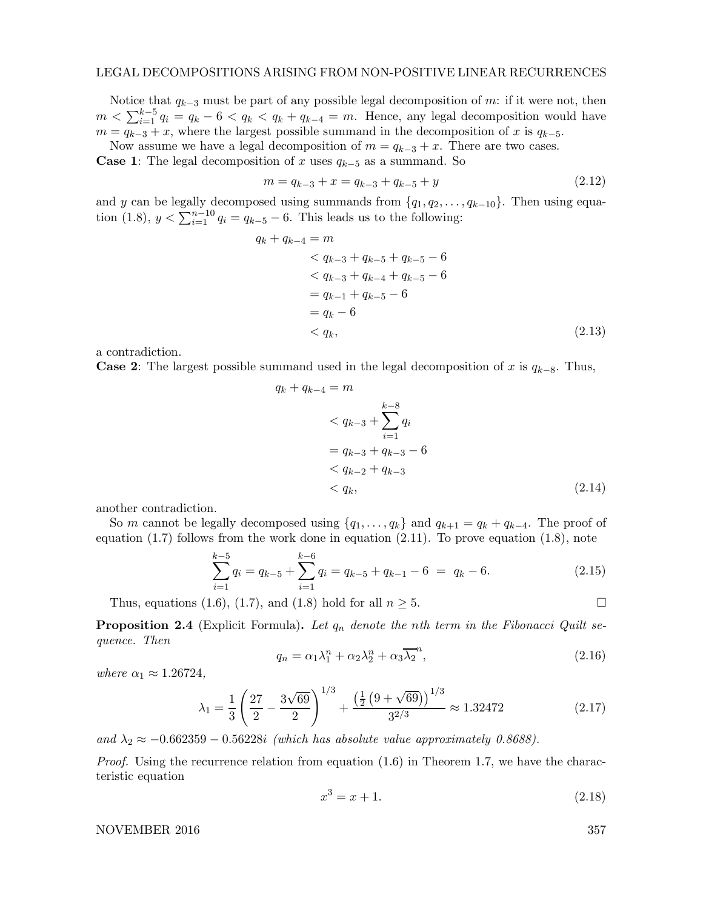Notice that $q_{k-3}$ must be part of any possible legal decomposition of $m$: if it were not, then $m < \sum_{i=1}^{k-5} q_i = q_k - 6 < q_k < q_k + q_{k-4} = m$. Hence, any legal decomposition would have $m = q_{k-3} + x$, where the largest possible summand in the decomposition of $x$ is $q_{k-5}$.

Now assume we have a legal decomposition of $m = q_{k-3} + x$. There are two cases.

**Case 1**: The legal decomposition of $x$ uses $q_{k-5}$ as a summand. So

$$m = q_{k-3} + x = q_{k-3} + q_{k-5} + y \tag{2.12}$$

and $y$ can be legally decomposed using summands from $\{q_1, q_2, \dots, q_{k-10}\}$. Then using equation (1.8), $y < \sum_{i=1}^{n-10} q_i = q_{k-5} - 6$. This leads us to the following:

$$\begin{aligned}
q_k + q_{k-4} &= m \\
&< q_{k-3} + q_{k-5} + q_{k-5} - 6 \\
&< q_{k-3} + q_{k-4} + q_{k-5} - 6 \\
&= q_{k-1} + q_{k-5} - 6 \\
&= q_k - 6 \\
&< q_k,
\end{aligned} \tag{2.13}$$

a contradiction.

**Case 2**: The largest possible summand used in the legal decomposition of $x$ is $q_{k-8}$. Thus,

$$\begin{aligned}
q_k + q_{k-4} &= m \\
&< q_{k-3} + \sum_{i=1}^{k-8} q_i \\
&= q_{k-3} + q_{k-3} - 6 \\
&< q_{k-2} + q_{k-3} \\
&< q_k,
\end{aligned} \tag{2.14}$$

another contradiction.

So $m$ cannot be legally decomposed using $\{q_1, \dots, q_k\}$ and $q_{k+1} = q_k + q_{k-4}$. The proof of equation (1.7) follows from the work done in equation (2.11). To prove equation (1.8), note

$$\sum_{i=1}^{k-5} q_i = q_{k-5} + \sum_{i=1}^{k-6} q_i = q_{k-5} + q_{k-1} - 6 \ = \ q_k - 6. \tag{2.15}$$

Thus, equations (1.6), (1.7), and (1.8) hold for all $n \geq 5$. $\square$

**Proposition 2.4** (Explicit Formula)**.** *Let $q_n$ denote the nth term in the Fibonacci Quilt sequence. Then*

$$q_n = \alpha_1 \lambda_1^n + \alpha_2 \lambda_2^n + \alpha_3 \overline{\lambda_2}^n, \tag{2.16}$$

*where $\alpha_1 \approx 1.26724$,*

$$\lambda_1 = \frac{1}{3}\left(\frac{27}{2} - \frac{3\sqrt{69}}{2}\right)^{1/3} + \frac{\left(\frac{1}{2}\left(9 + \sqrt{69}\right)\right)^{1/3}}{3^{2/3}} \approx 1.32472 \tag{2.17}$$

*and $\lambda_2 \approx -0.662359 - 0.56228i$ (which has absolute value approximately 0.8688).*

*Proof.* Using the recurrence relation from equation (1.6) in Theorem 1.7, we have the characteristic equation

$$x^3 = x + 1. \tag{2.18}$$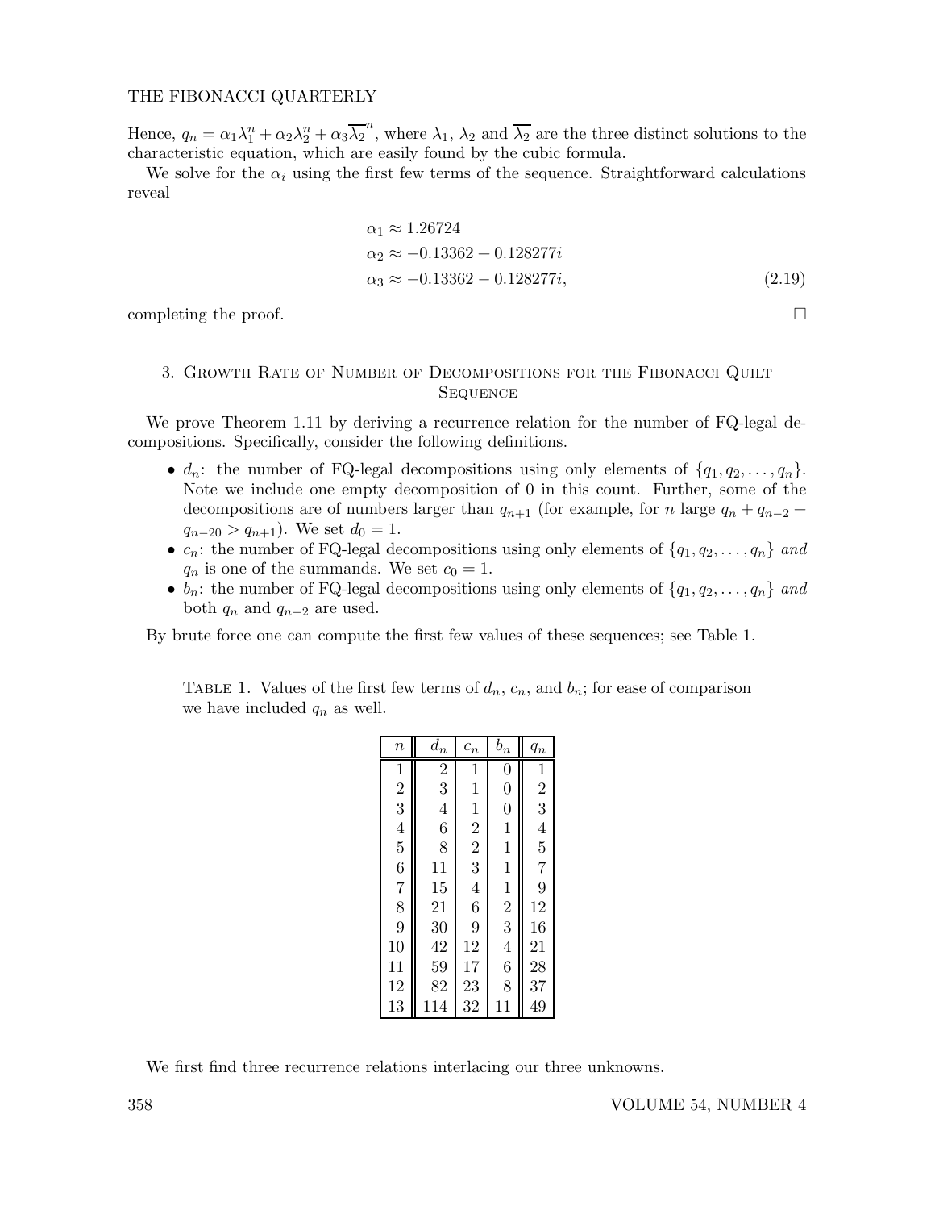Hence, $q_n = \alpha_1\lambda_1^n + \alpha_2\lambda_2^n + \alpha_3\overline{\lambda_2}^n$, where $\lambda_1$, $\lambda_2$ and $\overline{\lambda_2}$ are the three distinct solutions to the characteristic equation, which are easily found by the cubic formula.

We solve for the $\alpha_i$ using the first few terms of the sequence. Straightforward calculations reveal

$$
\begin{aligned}
\alpha_1 &\approx 1.26724 \\
\alpha_2 &\approx -0.13362 + 0.128277i \\
\alpha_3 &\approx -0.13362 - 0.128277i,
\end{aligned}
\tag{2.19}
$$

completing the proof. □

## 3. Growth Rate of Number of Decompositions for the Fibonacci Quilt Sequence

We prove Theorem 1.11 by deriving a recurrence relation for the number of FQ-legal decompositions. Specifically, consider the following definitions.

- $d_n$: the number of FQ-legal decompositions using only elements of $\{q_1, q_2, \dots, q_n\}$. Note we include one empty decomposition of 0 in this count. Further, some of the decompositions are of numbers larger than $q_{n+1}$ (for example, for $n$ large $q_n + q_{n-2} + q_{n-20} > q_{n+1}$). We set $d_0 = 1$.
- $c_n$: the number of FQ-legal decompositions using only elements of $\{q_1, q_2, \dots, q_n\}$ *and* $q_n$ is one of the summands. We set $c_0 = 1$.
- $b_n$: the number of FQ-legal decompositions using only elements of $\{q_1, q_2, \dots, q_n\}$ *and* both $q_n$ and $q_{n-2}$ are used.

By brute force one can compute the first few values of these sequences; see Table 1.

Table 1. Values of the first few terms of $d_n$, $c_n$, and $b_n$; for ease of comparison we have included $q_n$ as well.

| $n$ | $d_n$ | $c_n$ | $b_n$ | $q_n$ |
|---|---|---|---|---|
| 1 | 2 | 1 | 0 | 1 |
| 2 | 3 | 1 | 0 | 2 |
| 3 | 4 | 1 | 0 | 3 |
| 4 | 6 | 2 | 1 | 4 |
| 5 | 8 | 2 | 1 | 5 |
| 6 | 11 | 3 | 1 | 7 |
| 7 | 15 | 4 | 1 | 9 |
| 8 | 21 | 6 | 2 | 12 |
| 9 | 30 | 9 | 3 | 16 |
| 10 | 42 | 12 | 4 | 21 |
| 11 | 59 | 17 | 6 | 28 |
| 12 | 82 | 23 | 8 | 37 |
| 13 | 114 | 32 | 11 | 49 |

We first find three recurrence relations interlacing our three unknowns.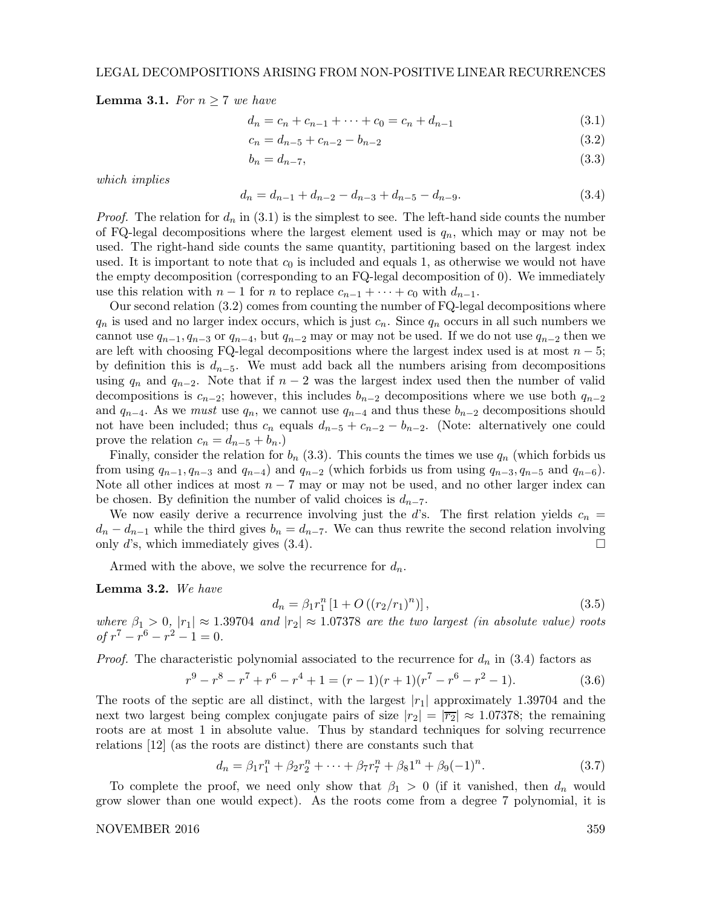**Lemma 3.1.** *For $n \geq 7$ we have*

$$d_n = c_n + c_{n-1} + \cdots + c_0 = c_n + d_{n-1} \tag{3.1}$$

$$c_n = d_{n-5} + c_{n-2} - b_{n-2} \tag{3.2}$$

$$b_n = d_{n-7}, \tag{3.3}$$

*which implies*

$$d_n = d_{n-1} + d_{n-2} - d_{n-3} + d_{n-5} - d_{n-9}. \tag{3.4}$$

*Proof.* The relation for $d_n$ in (3.1) is the simplest to see. The left-hand side counts the number of FQ-legal decompositions where the largest element used is $q_n$, which may or may not be used. The right-hand side counts the same quantity, partitioning based on the largest index used. It is important to note that $c_0$ is included and equals 1, as otherwise we would not have the empty decomposition (corresponding to an FQ-legal decomposition of 0). We immediately use this relation with $n-1$ for $n$ to replace $c_{n-1} + \cdots + c_0$ with $d_{n-1}$.

Our second relation (3.2) comes from counting the number of FQ-legal decompositions where $q_n$ is used and no larger index occurs, which is just $c_n$. Since $q_n$ occurs in all such numbers we cannot use $q_{n-1}, q_{n-3}$ or $q_{n-4}$, but $q_{n-2}$ may or may not be used. If we do not use $q_{n-2}$ then we are left with choosing FQ-legal decompositions where the largest index used is at most $n-5$; by definition this is $d_{n-5}$. We must add back all the numbers arising from decompositions using $q_n$ and $q_{n-2}$. Note that if $n-2$ was the largest index used then the number of valid decompositions is $c_{n-2}$; however, this includes $b_{n-2}$ decompositions where we use both $q_{n-2}$ and $q_{n-4}$. As we *must* use $q_n$, we cannot use $q_{n-4}$ and thus these $b_{n-2}$ decompositions should not have been included; thus $c_n$ equals $d_{n-5} + c_{n-2} - b_{n-2}$. (Note: alternatively one could prove the relation $c_n = d_{n-5} + b_n$.)

Finally, consider the relation for $b_n$ (3.3). This counts the times we use $q_n$ (which forbids us from using $q_{n-1}, q_{n-3}$ and $q_{n-4}$) and $q_{n-2}$ (which forbids us from using $q_{n-3}, q_{n-5}$ and $q_{n-6}$). Note all other indices at most $n-7$ may or may not be used, and no other larger index can be chosen. By definition the number of valid choices is $d_{n-7}$.

We now easily derive a recurrence involving just the $d$'s. The first relation yields $c_n = d_n - d_{n-1}$ while the third gives $b_n = d_{n-7}$. We can thus rewrite the second relation involving only $d$'s, which immediately gives (3.4). □

Armed with the above, we solve the recurrence for $d_n$.

**Lemma 3.2.** *We have*

$$d_n = \beta_1 r_1^n \left[1 + O\left((r_2/r_1)^n\right)\right], \tag{3.5}$$

*where $\beta_1 > 0$, $|r_1| \approx 1.39704$ and $|r_2| \approx 1.07378$ are the two largest (in absolute value) roots of $r^7 - r^6 - r^2 - 1 = 0$.*

*Proof.* The characteristic polynomial associated to the recurrence for $d_n$ in (3.4) factors as

$$r^9 - r^8 - r^7 + r^6 - r^4 + 1 = (r-1)(r+1)(r^7 - r^6 - r^2 - 1). \tag{3.6}$$

The roots of the septic are all distinct, with the largest $|r_1|$ approximately 1.39704 and the next two largest being complex conjugate pairs of size $|r_2| = |\overline{r_2}| \approx 1.07378$; the remaining roots are at most 1 in absolute value. Thus by standard techniques for solving recurrence relations [12] (as the roots are distinct) there are constants such that

$$d_n = \beta_1 r_1^n + \beta_2 r_2^n + \cdots + \beta_7 r_7^n + \beta_8 1^n + \beta_9 (-1)^n. \tag{3.7}$$

To complete the proof, we need only show that $\beta_1 > 0$ (if it vanished, then $d_n$ would grow slower than one would expect). As the roots come from a degree 7 polynomial, it is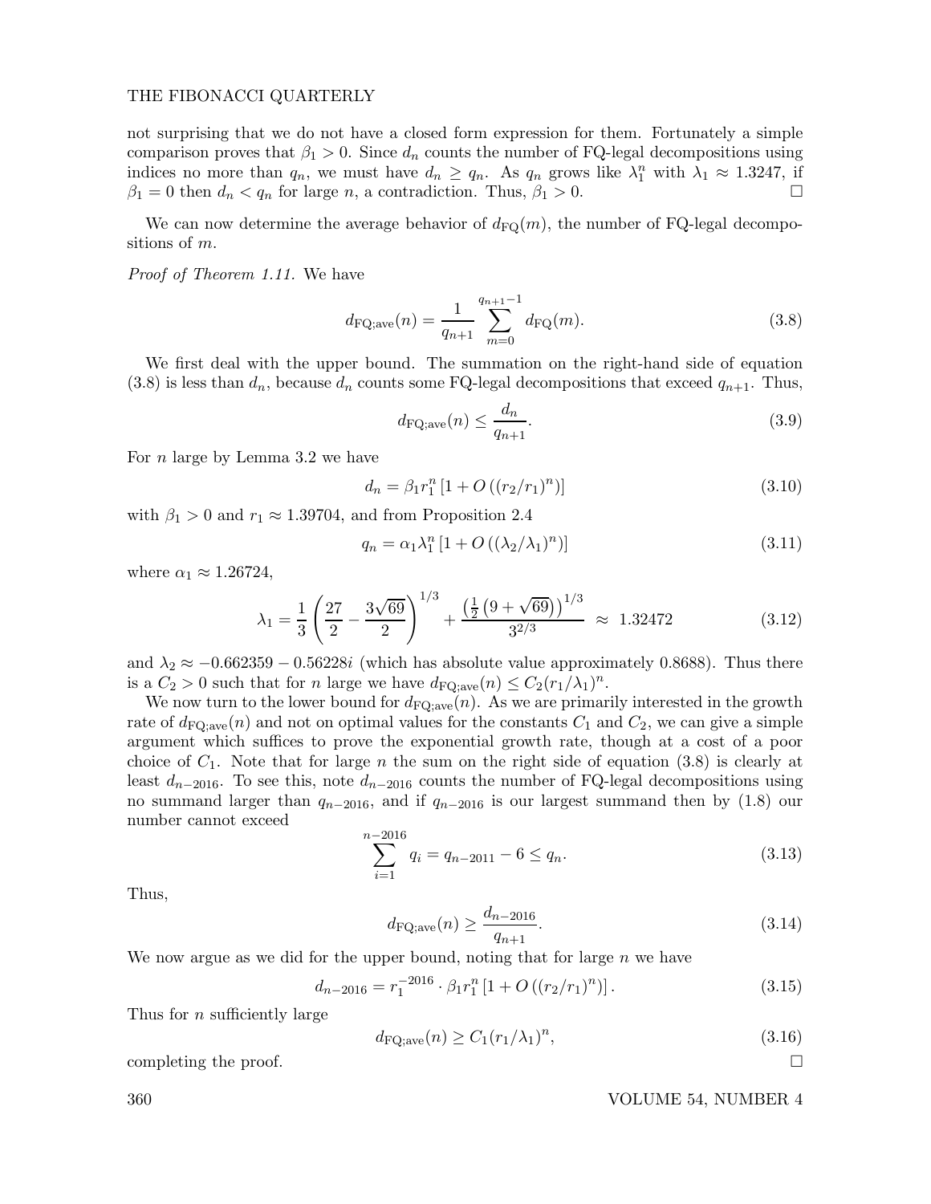not surprising that we do not have a closed form expression for them. Fortunately a simple comparison proves that $\beta_1 > 0$. Since $d_n$ counts the number of FQ-legal decompositions using indices no more than $q_n$, we must have $d_n \geq q_n$. As $q_n$ grows like $\lambda_1^n$ with $\lambda_1 \approx 1.3247$, if $\beta_1 = 0$ then $d_n < q_n$ for large $n$, a contradiction. Thus, $\beta_1 > 0$. □

We can now determine the average behavior of $d_{\mathrm{FQ}}(m)$, the number of FQ-legal decompositions of $m$.

*Proof of Theorem 1.11.* We have

$$d_{\mathrm{FQ;ave}}(n) = \frac{1}{q_{n+1}} \sum_{m=0}^{q_{n+1}-1} d_{\mathrm{FQ}}(m). \tag{3.8}$$

We first deal with the upper bound. The summation on the right-hand side of equation (3.8) is less than $d_n$, because $d_n$ counts some FQ-legal decompositions that exceed $q_{n+1}$. Thus,

$$d_{\mathrm{FQ;ave}}(n) \leq \frac{d_n}{q_{n+1}}. \tag{3.9}$$

For $n$ large by Lemma 3.2 we have

$$d_n = \beta_1 r_1^n \left[1 + O\left((r_2/r_1)^n\right)\right] \tag{3.10}$$

with $\beta_1 > 0$ and $r_1 \approx 1.39704$, and from Proposition 2.4

$$q_n = \alpha_1 \lambda_1^n \left[1 + O\left((\lambda_2/\lambda_1)^n\right)\right] \tag{3.11}$$

where $\alpha_1 \approx 1.26724$,

$$\lambda_1 = \frac{1}{3}\left(\frac{27}{2} - \frac{3\sqrt{69}}{2}\right)^{1/3} + \frac{\left(\frac{1}{2}\left(9+\sqrt{69}\right)\right)^{1/3}}{3^{2/3}} \approx 1.32472 \tag{3.12}$$

and $\lambda_2 \approx -0.662359 - 0.56228i$ (which has absolute value approximately 0.8688). Thus there is a $C_2 > 0$ such that for $n$ large we have $d_{\mathrm{FQ;ave}}(n) \leq C_2 (r_1/\lambda_1)^n$.

We now turn to the lower bound for $d_{\mathrm{FQ;ave}}(n)$. As we are primarily interested in the growth rate of $d_{\mathrm{FQ;ave}}(n)$ and not on optimal values for the constants $C_1$ and $C_2$, we can give a simple argument which suffices to prove the exponential growth rate, though at a cost of a poor choice of $C_1$. Note that for large $n$ the sum on the right side of equation (3.8) is clearly at least $d_{n-2016}$. To see this, note $d_{n-2016}$ counts the number of FQ-legal decompositions using no summand larger than $q_{n-2016}$, and if $q_{n-2016}$ is our largest summand then by (1.8) our number cannot exceed

$$\sum_{i=1}^{n-2016} q_i = q_{n-2011} - 6 \leq q_n. \tag{3.13}$$

Thus,

$$d_{\mathrm{FQ;ave}}(n) \geq \frac{d_{n-2016}}{q_{n+1}}. \tag{3.14}$$

We now argue as we did for the upper bound, noting that for large $n$ we have

$$d_{n-2016} = r_1^{-2016} \cdot \beta_1 r_1^n \left[1 + O\left((r_2/r_1)^n\right)\right]. \tag{3.15}$$

Thus for $n$ sufficiently large

$$d_{\mathrm{FQ;ave}}(n) \geq C_1 (r_1/\lambda_1)^n, \tag{3.16}$$

completing the proof. □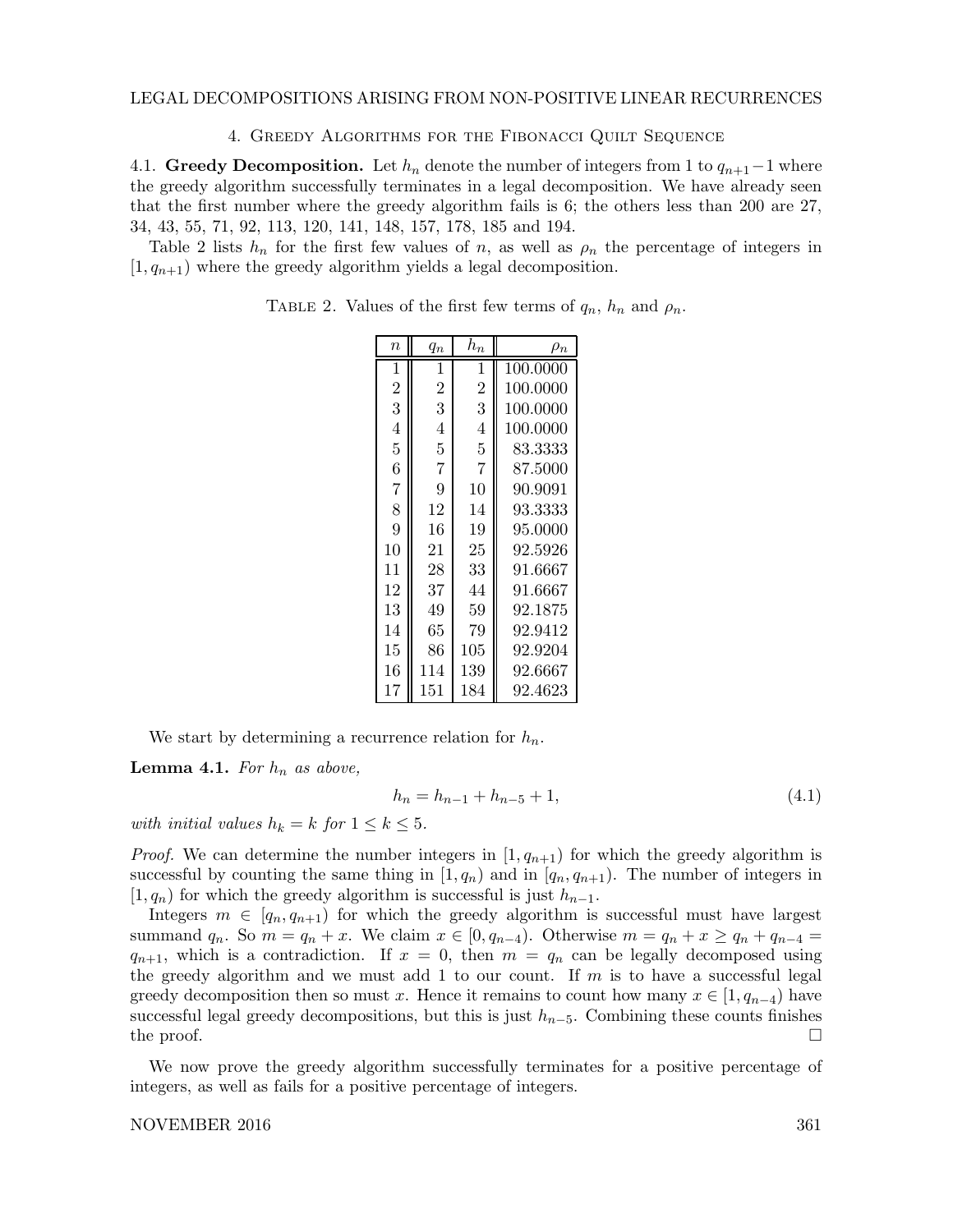## 4. Greedy Algorithms for the Fibonacci Quilt Sequence

4.1. **Greedy Decomposition.** Let $h_n$ denote the number of integers from 1 to $q_{n+1}-1$ where the greedy algorithm successfully terminates in a legal decomposition. We have already seen that the first number where the greedy algorithm fails is 6; the others less than 200 are 27, 34, 43, 55, 71, 92, 113, 120, 141, 148, 157, 178, 185 and 194.

Table 2 lists $h_n$ for the first few values of $n$, as well as $\rho_n$ the percentage of integers in $[1, q_{n+1})$ where the greedy algorithm yields a legal decomposition.

Table 2. Values of the first few terms of $q_n$, $h_n$ and $\rho_n$.

| $n$ | $q_n$ | $h_n$ | $\rho_n$ |
|---|---|---|---|
| 1 | 1 | 1 | 100.0000 |
| 2 | 2 | 2 | 100.0000 |
| 3 | 3 | 3 | 100.0000 |
| 4 | 4 | 4 | 100.0000 |
| 5 | 5 | 5 | 83.3333 |
| 6 | 7 | 7 | 87.5000 |
| 7 | 9 | 10 | 90.9091 |
| 8 | 12 | 14 | 93.3333 |
| 9 | 16 | 19 | 95.0000 |
| 10 | 21 | 25 | 92.5926 |
| 11 | 28 | 33 | 91.6667 |
| 12 | 37 | 44 | 91.6667 |
| 13 | 49 | 59 | 92.1875 |
| 14 | 65 | 79 | 92.9412 |
| 15 | 86 | 105 | 92.9204 |
| 16 | 114 | 139 | 92.6667 |
| 17 | 151 | 184 | 92.4623 |

We start by determining a recurrence relation for $h_n$.

**Lemma 4.1.** *For $h_n$ as above,*

$$h_n = h_{n-1} + h_{n-5} + 1, \tag{4.1}$$

*with initial values $h_k = k$ for $1 \leq k \leq 5$.*

*Proof.* We can determine the number integers in $[1, q_{n+1})$ for which the greedy algorithm is successful by counting the same thing in $[1, q_n)$ and in $[q_n, q_{n+1})$. The number of integers in $[1, q_n)$ for which the greedy algorithm is successful is just $h_{n-1}$.

Integers $m \in [q_n, q_{n+1})$ for which the greedy algorithm is successful must have largest summand $q_n$. So $m = q_n + x$. We claim $x \in [0, q_{n-4})$. Otherwise $m = q_n + x \geq q_n + q_{n-4} = q_{n+1}$, which is a contradiction. If $x = 0$, then $m = q_n$ can be legally decomposed using the greedy algorithm and we must add 1 to our count. If $m$ is to have a successful legal greedy decomposition then so must $x$. Hence it remains to count how many $x \in [1, q_{n-4})$ have successful legal greedy decompositions, but this is just $h_{n-5}$. Combining these counts finishes the proof. □

We now prove the greedy algorithm successfully terminates for a positive percentage of integers, as well as fails for a positive percentage of integers.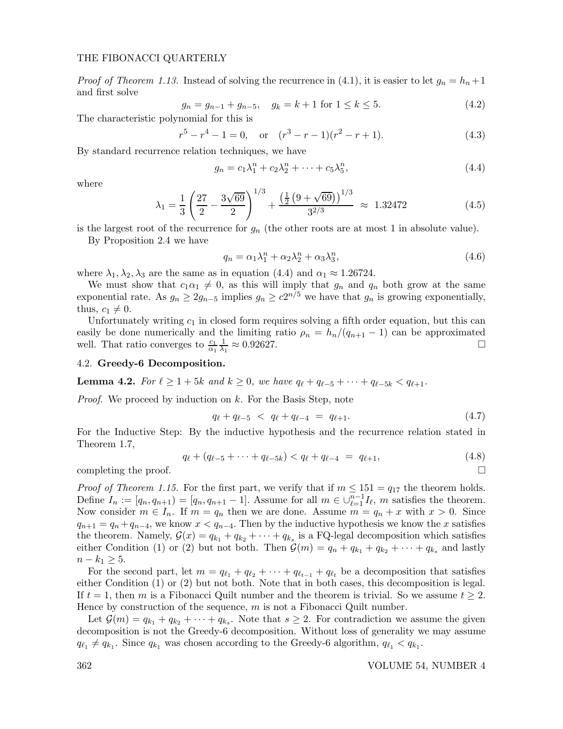*Proof of Theorem 1.13.* Instead of solving the recurrence in (4.1), it is easier to let $g_n = h_n + 1$ and first solve

$$g_n = g_{n-1} + g_{n-5}, \quad g_k = k + 1 \text{ for } 1 \leq k \leq 5. \tag{4.2}$$

The characteristic polynomial for this is

$$r^5 - r^4 - 1 = 0, \quad \text{or} \quad (r^3 - r - 1)(r^2 - r + 1). \tag{4.3}$$

By standard recurrence relation techniques, we have

$$g_n = c_1\lambda_1^n + c_2\lambda_2^n + \cdots + c_5\lambda_5^n, \tag{4.4}$$

where

$$\lambda_1 = \frac{1}{3}\left(\frac{27}{2} - \frac{3\sqrt{69}}{2}\right)^{1/3} + \frac{\left(\frac{1}{2}\left(9 + \sqrt{69}\right)\right)^{1/3}}{3^{2/3}} \approx 1.32472 \tag{4.5}$$

is the largest root of the recurrence for $g_n$ (the other roots are at most 1 in absolute value).

By Proposition 2.4 we have

$$q_n = \alpha_1\lambda_1^n + \alpha_2\lambda_2^n + \alpha_3\lambda_3^n, \tag{4.6}$$

where $\lambda_1, \lambda_2, \lambda_3$ are the same as in equation (4.4) and $\alpha_1 \approx 1.26724$.

We must show that $c_1\alpha_1 \neq 0$, as this will imply that $g_n$ and $q_n$ both grow at the same exponential rate. As $g_n \geq 2g_{n-5}$ implies $g_n \geq c2^{n/5}$ we have that $g_n$ is growing exponentially, thus, $c_1 \neq 0$.

Unfortunately writing $c_1$ in closed form requires solving a fifth order equation, but this can easily be done numerically and the limiting ratio $\rho_n = h_n/(q_{n+1} - 1)$ can be approximated well. That ratio converges to $\frac{c_1}{\alpha_1}\frac{1}{\lambda_1} \approx 0.92627$. □

### 4.2. **Greedy-6 Decomposition.**

**Lemma 4.2.** *For $\ell \geq 1 + 5k$ and $k \geq 0$, we have $q_\ell + q_{\ell-5} + \cdots + q_{\ell-5k} < q_{\ell+1}$.*

*Proof.* We proceed by induction on $k$. For the Basis Step, note

$$q_\ell + q_{\ell-5} \ < \ q_\ell + q_{\ell-4} \ = \ q_{\ell+1}. \tag{4.7}$$

For the Inductive Step: By the inductive hypothesis and the recurrence relation stated in Theorem 1.7,

$$q_\ell + (q_{\ell-5} + \cdots + q_{\ell-5k}) < q_\ell + q_{\ell-4} \ = \ q_{\ell+1}, \tag{4.8}$$

completing the proof. □

*Proof of Theorem 1.15.* For the first part, we verify that if $m \leq 151 = q_{17}$ the theorem holds. Define $I_n := [q_n, q_{n+1}) = [q_n, q_{n+1} - 1]$. Assume for all $m \in \cup_{\ell=1}^{n-1} I_\ell$, $m$ satisfies the theorem. Now consider $m \in I_n$. If $m = q_n$ then we are done. Assume $m = q_n + x$ with $x > 0$. Since $q_{n+1} = q_n + q_{n-4}$, we know $x < q_{n-4}$. Then by the inductive hypothesis we know the $x$ satisfies the theorem. Namely, $\mathcal{G}(x) = q_{k_1} + q_{k_2} + \cdots + q_{k_s}$ is a FQ-legal decomposition which satisfies either Condition (1) or (2) but not both. Then $\mathcal{G}(m) = q_n + q_{k_1} + q_{k_2} + \cdots + q_{k_s}$ and lastly $n - k_1 \geq 5$.

For the second part, let $m = q_{\ell_1} + q_{\ell_2} + \cdots + q_{\ell_{t-1}} + q_{\ell_t}$ be a decomposition that satisfies either Condition (1) or (2) but not both. Note that in both cases, this decomposition is legal. If $t = 1$, then $m$ is a Fibonacci Quilt number and the theorem is trivial. So we assume $t \geq 2$. Hence by construction of the sequence, $m$ is not a Fibonacci Quilt number.

Let $\mathcal{G}(m) = q_{k_1} + q_{k_2} + \cdots + q_{k_s}$. Note that $s \geq 2$. For contradiction we assume the given decomposition is not the Greedy-6 decomposition. Without loss of generality we may assume $q_{\ell_1} \neq q_{k_1}$. Since $q_{k_1}$ was chosen according to the Greedy-6 algorithm, $q_{\ell_1} < q_{k_1}$.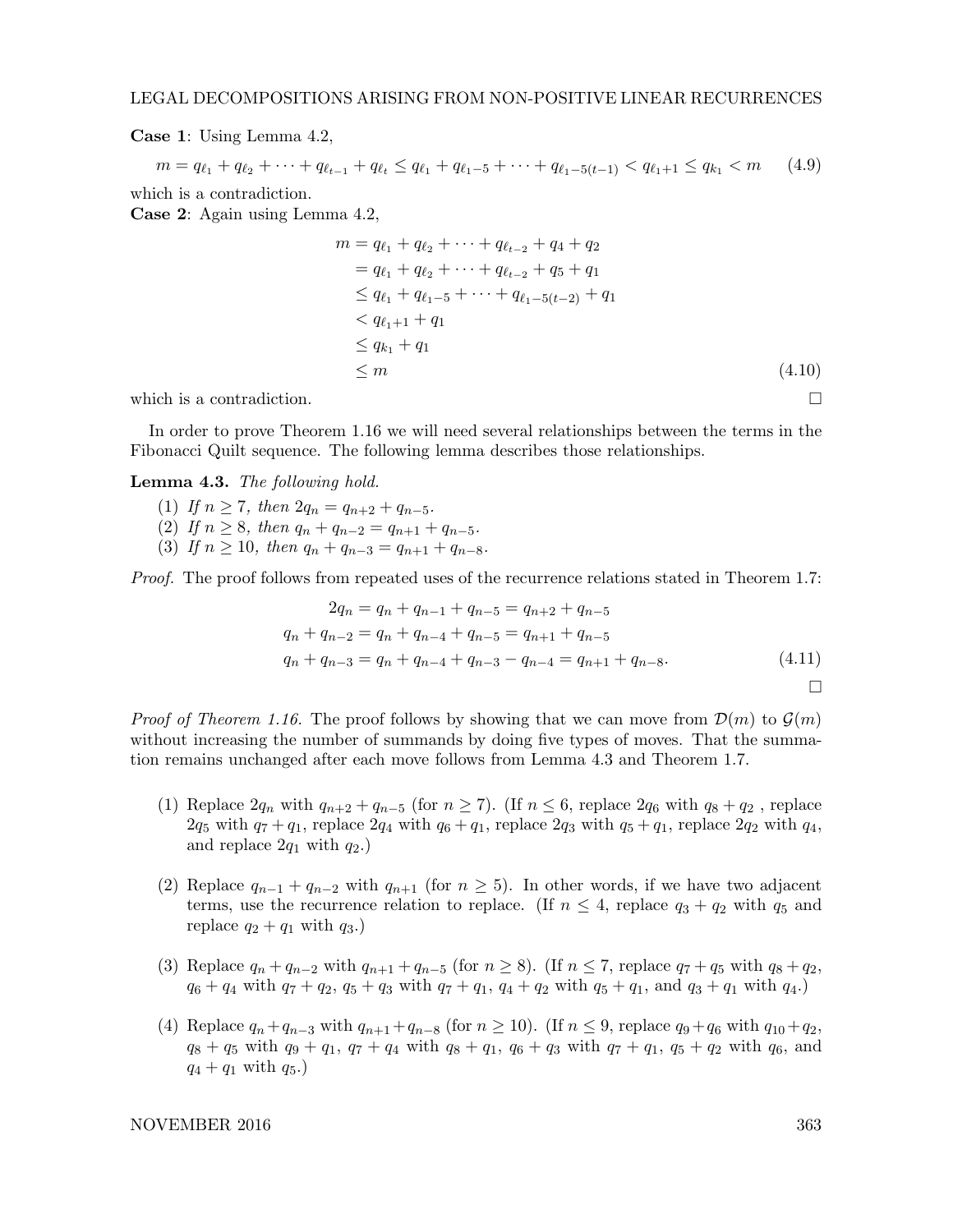**Case 1**: Using Lemma 4.2,

$$m = q_{\ell_1} + q_{\ell_2} + \cdots + q_{\ell_{t-1}} + q_{\ell_t} \leq q_{\ell_1} + q_{\ell_1 - 5} + \cdots + q_{\ell_1 - 5(t-1)} < q_{\ell_1 + 1} \leq q_{k_1} < m \tag{4.9}$$

which is a contradiction.

**Case 2**: Again using Lemma 4.2,

$$\begin{aligned}
m &= q_{\ell_1} + q_{\ell_2} + \cdots + q_{\ell_{t-2}} + q_4 + q_2 \\
&= q_{\ell_1} + q_{\ell_2} + \cdots + q_{\ell_{t-2}} + q_5 + q_1 \\
&\leq q_{\ell_1} + q_{\ell_1 - 5} + \cdots + q_{\ell_1 - 5(t-2)} + q_1 \\
&< q_{\ell_1 + 1} + q_1 \\
&\leq q_{k_1} + q_1 \\
&\leq m
\end{aligned} \tag{4.10}$$

which is a contradiction. □

In order to prove Theorem 1.16 we will need several relationships between the terms in the Fibonacci Quilt sequence. The following lemma describes those relationships.

**Lemma 4.3.** *The following hold.*

1. *If $n \geq 7$, then $2q_n = q_{n+2} + q_{n-5}$.*
2. *If $n \geq 8$, then $q_n + q_{n-2} = q_{n+1} + q_{n-5}$.*
3. *If $n \geq 10$, then $q_n + q_{n-3} = q_{n+1} + q_{n-8}$.*

*Proof.* The proof follows from repeated uses of the recurrence relations stated in Theorem 1.7:

$$\begin{aligned}
2q_n &= q_n + q_{n-1} + q_{n-5} = q_{n+2} + q_{n-5} \\
q_n + q_{n-2} &= q_n + q_{n-4} + q_{n-5} = q_{n+1} + q_{n-5} \\
q_n + q_{n-3} &= q_n + q_{n-4} + q_{n-3} - q_{n-4} = q_{n+1} + q_{n-8}.
\end{aligned} \tag{4.11}$$

□

*Proof of Theorem 1.16.* The proof follows by showing that we can move from $\mathcal{D}(m)$ to $\mathcal{G}(m)$ without increasing the number of summands by doing five types of moves. That the summation remains unchanged after each move follows from Lemma 4.3 and Theorem 1.7.

1. Replace $2q_n$ with $q_{n+2} + q_{n-5}$ (for $n \geq 7$). (If $n \leq 6$, replace $2q_6$ with $q_8 + q_2$ , replace $2q_5$ with $q_7 + q_1$, replace $2q_4$ with $q_6 + q_1$, replace $2q_3$ with $q_5 + q_1$, replace $2q_2$ with $q_4$, and replace $2q_1$ with $q_2$.)

2. Replace $q_{n-1} + q_{n-2}$ with $q_{n+1}$ (for $n \geq 5$). In other words, if we have two adjacent terms, use the recurrence relation to replace. (If $n \leq 4$, replace $q_3 + q_2$ with $q_5$ and replace $q_2 + q_1$ with $q_3$.)

3. Replace $q_n + q_{n-2}$ with $q_{n+1} + q_{n-5}$ (for $n \geq 8$). (If $n \leq 7$, replace $q_7 + q_5$ with $q_8 + q_2$, $q_6 + q_4$ with $q_7 + q_2$, $q_5 + q_3$ with $q_7 + q_1$, $q_4 + q_2$ with $q_5 + q_1$, and $q_3 + q_1$ with $q_4$.)

4. Replace $q_n + q_{n-3}$ with $q_{n+1} + q_{n-8}$ (for $n \geq 10$). (If $n \leq 9$, replace $q_9 + q_6$ with $q_{10} + q_2$, $q_8 + q_5$ with $q_9 + q_1$, $q_7 + q_4$ with $q_8 + q_1$, $q_6 + q_3$ with $q_7 + q_1$, $q_5 + q_2$ with $q_6$, and $q_4 + q_1$ with $q_5$.)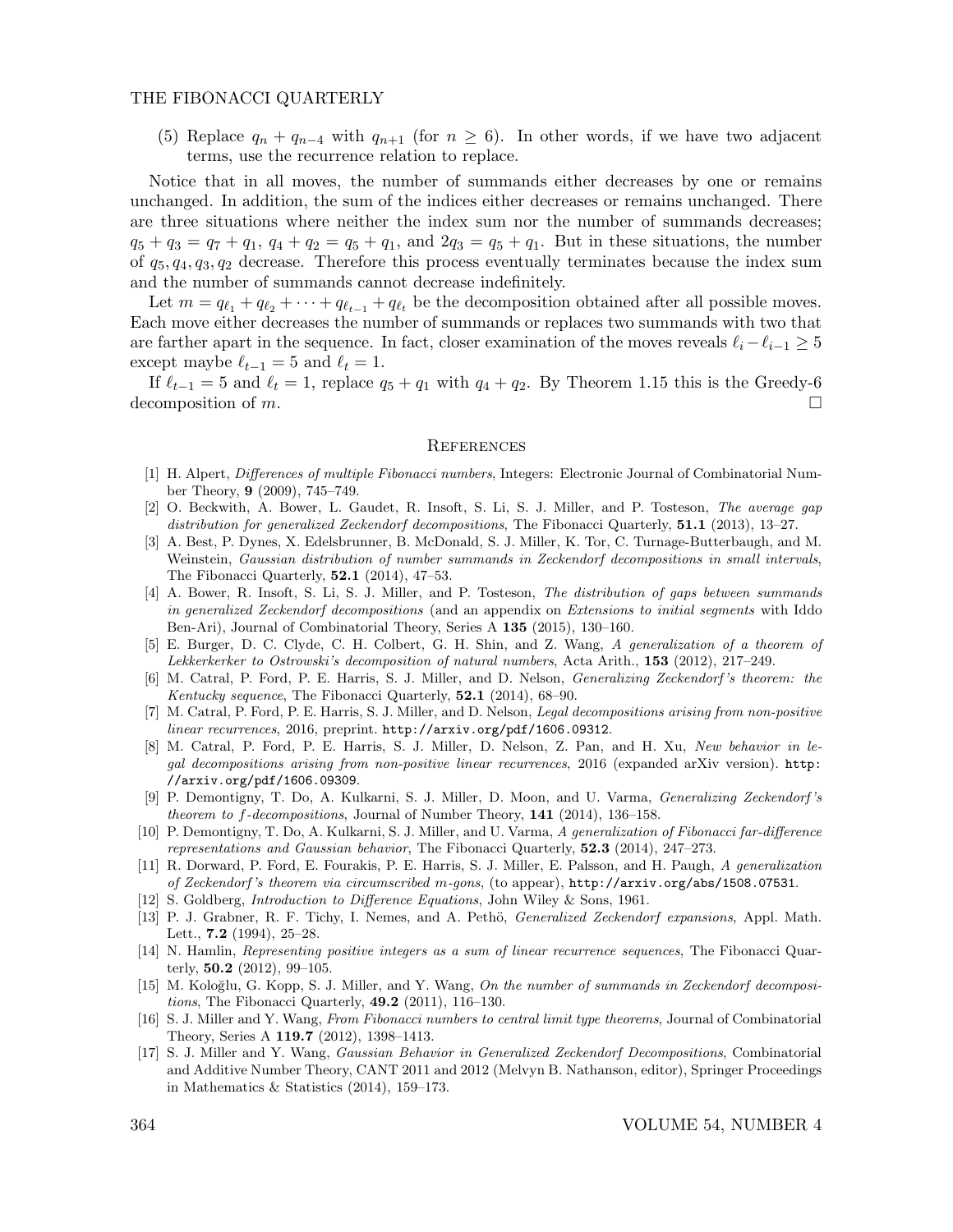(5) Replace $q_n + q_{n-4}$ with $q_{n+1}$ (for $n \geq 6$). In other words, if we have two adjacent terms, use the recurrence relation to replace.

Notice that in all moves, the number of summands either decreases by one or remains unchanged. In addition, the sum of the indices either decreases or remains unchanged. There are three situations where neither the index sum nor the number of summands decreases; $q_5 + q_3 = q_7 + q_1$, $q_4 + q_2 = q_5 + q_1$, and $2q_3 = q_5 + q_1$. But in these situations, the number of $q_5, q_4, q_3, q_2$ decrease. Therefore this process eventually terminates because the index sum and the number of summands cannot decrease indefinitely.

Let $m = q_{\ell_1} + q_{\ell_2} + \cdots + q_{\ell_{t-1}} + q_{\ell_t}$ be the decomposition obtained after all possible moves. Each move either decreases the number of summands or replaces two summands with two that are farther apart in the sequence. In fact, closer examination of the moves reveals $\ell_i - \ell_{i-1} \geq 5$ except maybe $\ell_{t-1} = 5$ and $\ell_t = 1$.

If $\ell_{t-1} = 5$ and $\ell_t = 1$, replace $q_5 + q_1$ with $q_4 + q_2$. By Theorem 1.15 this is the Greedy-6 decomposition of $m$. $\square$

## References

[1] H. Alpert, *Differences of multiple Fibonacci numbers*, Integers: Electronic Journal of Combinatorial Number Theory, **9** (2009), 745–749.

[2] O. Beckwith, A. Bower, L. Gaudet, R. Insoft, S. Li, S. J. Miller, and P. Tosteson, *The average gap distribution for generalized Zeckendorf decompositions*, The Fibonacci Quarterly, **51.1** (2013), 13–27.

[3] A. Best, P. Dynes, X. Edelsbrunner, B. McDonald, S. J. Miller, K. Tor, C. Turnage-Butterbaugh, and M. Weinstein, *Gaussian distribution of number summands in Zeckendorf decompositions in small intervals*, The Fibonacci Quarterly, **52.1** (2014), 47–53.

[4] A. Bower, R. Insoft, S. Li, S. J. Miller, and P. Tosteson, *The distribution of gaps between summands in generalized Zeckendorf decompositions* (and an appendix on *Extensions to initial segments* with Iddo Ben-Ari), Journal of Combinatorial Theory, Series A **135** (2015), 130–160.

[5] E. Burger, D. C. Clyde, C. H. Colbert, G. H. Shin, and Z. Wang, *A generalization of a theorem of Lekkerkerker to Ostrowski's decomposition of natural numbers*, Acta Arith., **153** (2012), 217–249.

[6] M. Catral, P. Ford, P. E. Harris, S. J. Miller, and D. Nelson, *Generalizing Zeckendorf's theorem: the Kentucky sequence*, The Fibonacci Quarterly, **52.1** (2014), 68–90.

[7] M. Catral, P. Ford, P. E. Harris, S. J. Miller, and D. Nelson, *Legal decompositions arising from non-positive linear recurrences*, 2016, preprint. http://arxiv.org/pdf/1606.09312.

[8] M. Catral, P. Ford, P. E. Harris, S. J. Miller, D. Nelson, Z. Pan, and H. Xu, *New behavior in legal decompositions arising from non-positive linear recurrences*, 2016 (expanded arXiv version). http://arxiv.org/pdf/1606.09309.

[9] P. Demontigny, T. Do, A. Kulkarni, S. J. Miller, D. Moon, and U. Varma, *Generalizing Zeckendorf's theorem to f-decompositions*, Journal of Number Theory, **141** (2014), 136–158.

[10] P. Demontigny, T. Do, A. Kulkarni, S. J. Miller, and U. Varma, *A generalization of Fibonacci far-difference representations and Gaussian behavior*, The Fibonacci Quarterly, **52.3** (2014), 247–273.

[11] R. Dorward, P. Ford, E. Fourakis, P. E. Harris, S. J. Miller, E. Palsson, and H. Paugh, *A generalization of Zeckendorf's theorem via circumscribed m-gons*, (to appear), http://arxiv.org/abs/1508.07531.

[12] S. Goldberg, *Introduction to Difference Equations*, John Wiley & Sons, 1961.

[13] P. J. Grabner, R. F. Tichy, I. Nemes, and A. Pethö, *Generalized Zeckendorf expansions*, Appl. Math. Lett., **7.2** (1994), 25–28.

[14] N. Hamlin, *Representing positive integers as a sum of linear recurrence sequences*, The Fibonacci Quarterly, **50.2** (2012), 99–105.

[15] M. Koloğlu, G. Kopp, S. J. Miller, and Y. Wang, *On the number of summands in Zeckendorf decompositions*, The Fibonacci Quarterly, **49.2** (2011), 116–130.

[16] S. J. Miller and Y. Wang, *From Fibonacci numbers to central limit type theorems*, Journal of Combinatorial Theory, Series A **119.7** (2012), 1398–1413.

[17] S. J. Miller and Y. Wang, *Gaussian Behavior in Generalized Zeckendorf Decompositions*, Combinatorial and Additive Number Theory, CANT 2011 and 2012 (Melvyn B. Nathanson, editor), Springer Proceedings in Mathematics & Statistics (2014), 159–173.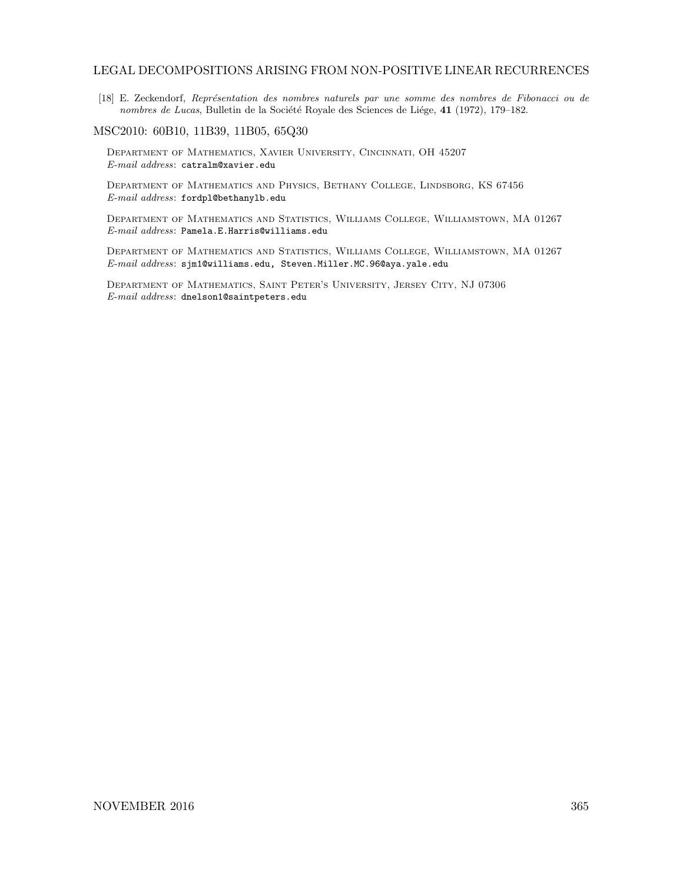[18] E. Zeckendorf, *Représentation des nombres naturels par une somme des nombres de Fibonacci ou de nombres de Lucas*, Bulletin de la Société Royale des Sciences de Liége, **41** (1972), 179–182.

MSC2010: 60B10, 11B39, 11B05, 65Q30

Department of Mathematics, Xavier University, Cincinnati, OH 45207
*E-mail address*: catralm@xavier.edu

Department of Mathematics and Physics, Bethany College, Lindsborg, KS 67456
*E-mail address*: fordpl@bethanylb.edu

Department of Mathematics and Statistics, Williams College, Williamstown, MA 01267
*E-mail address*: Pamela.E.Harris@williams.edu

Department of Mathematics and Statistics, Williams College, Williamstown, MA 01267
*E-mail address*: sjm1@williams.edu, Steven.Miller.MC.96@aya.yale.edu

Department of Mathematics, Saint Peter's University, Jersey City, NJ 07306
*E-mail address*: dnelson1@saintpeters.edu